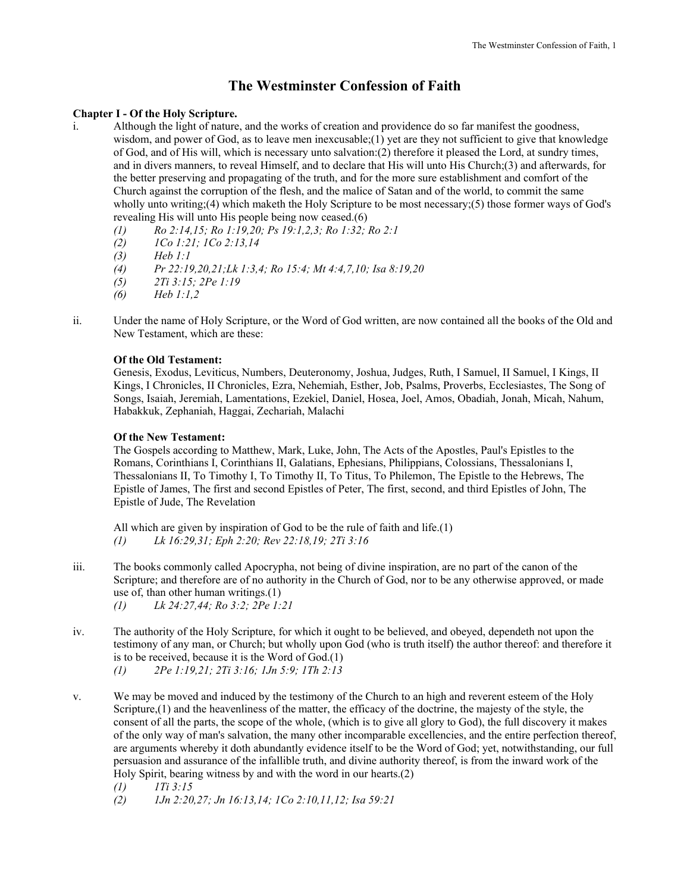# The Westminster Confession of Faith

## Chapter I - Of the Holy Scripture.

i. Although the light of nature, and the works of creation and providence do so far manifest the goodness, wisdom, and power of God, as to leave men inexcusable;(1) yet are they not sufficient to give that knowledge of God, and of His will, which is necessary unto salvation:(2) therefore it pleased the Lord, at sundry times, and in divers manners, to reveal Himself, and to declare that His will unto His Church;(3) and afterwards, for the better preserving and propagating of the truth, and for the more sure establishment and comfort of the Church against the corruption of the flesh, and the malice of Satan and of the world, to commit the same wholly unto writing;(4) which maketh the Holy Scripture to be most necessary;(5) those former ways of God's revealing His will unto His people being now ceased.(6)

*(1) Ro 2:14,15; Ro 1:19,20; Ps 19:1,2,3; Ro 1:32; Ro 2:1*
*(2) 1Co 1:21; 1Co 2:13,14*
*(3) Heb 1:1*
*(4) Pr 22:19,20,21;Lk 1:3,4; Ro 15:4; Mt 4:4,7,10; Isa 8:19,20*
*(5) 2Ti 3:15; 2Pe 1:19*
*(6) Heb 1:1,2*

ii. Under the name of Holy Scripture, or the Word of God written, are now contained all the books of the Old and New Testament, which are these:

**Of the Old Testament:**
Genesis, Exodus, Leviticus, Numbers, Deuteronomy, Joshua, Judges, Ruth, I Samuel, II Samuel, I Kings, II Kings, I Chronicles, II Chronicles, Ezra, Nehemiah, Esther, Job, Psalms, Proverbs, Ecclesiastes, The Song of Songs, Isaiah, Jeremiah, Lamentations, Ezekiel, Daniel, Hosea, Joel, Amos, Obadiah, Jonah, Micah, Nahum, Habakkuk, Zephaniah, Haggai, Zechariah, Malachi

**Of the New Testament:**
The Gospels according to Matthew, Mark, Luke, John, The Acts of the Apostles, Paul's Epistles to the Romans, Corinthians I, Corinthians II, Galatians, Ephesians, Philippians, Colossians, Thessalonians I, Thessalonians II, To Timothy I, To Timothy II, To Titus, To Philemon, The Epistle to the Hebrews, The Epistle of James, The first and second Epistles of Peter, The first, second, and third Epistles of John, The Epistle of Jude, The Revelation

All which are given by inspiration of God to be the rule of faith and life.(1)

*(1) Lk 16:29,31; Eph 2:20; Rev 22:18,19; 2Ti 3:16*

iii. The books commonly called Apocrypha, not being of divine inspiration, are no part of the canon of the Scripture; and therefore are of no authority in the Church of God, nor to be any otherwise approved, or made use of, than other human writings.(1)

*(1) Lk 24:27,44; Ro 3:2; 2Pe 1:21*

iv. The authority of the Holy Scripture, for which it ought to be believed, and obeyed, dependeth not upon the testimony of any man, or Church; but wholly upon God (who is truth itself) the author thereof: and therefore it is to be received, because it is the Word of God.(1)

*(1) 2Pe 1:19,21; 2Ti 3:16; 1Jn 5:9; 1Th 2:13*

v. We may be moved and induced by the testimony of the Church to an high and reverent esteem of the Holy Scripture,(1) and the heavenliness of the matter, the efficacy of the doctrine, the majesty of the style, the consent of all the parts, the scope of the whole, (which is to give all glory to God), the full discovery it makes of the only way of man's salvation, the many other incomparable excellencies, and the entire perfection thereof, are arguments whereby it doth abundantly evidence itself to be the Word of God; yet, notwithstanding, our full persuasion and assurance of the infallible truth, and divine authority thereof, is from the inward work of the Holy Spirit, bearing witness by and with the word in our hearts.(2)

*(1) 1Ti 3:15*
*(2) 1Jn 2:20,27; Jn 16:13,14; 1Co 2:10,11,12; Isa 59:21*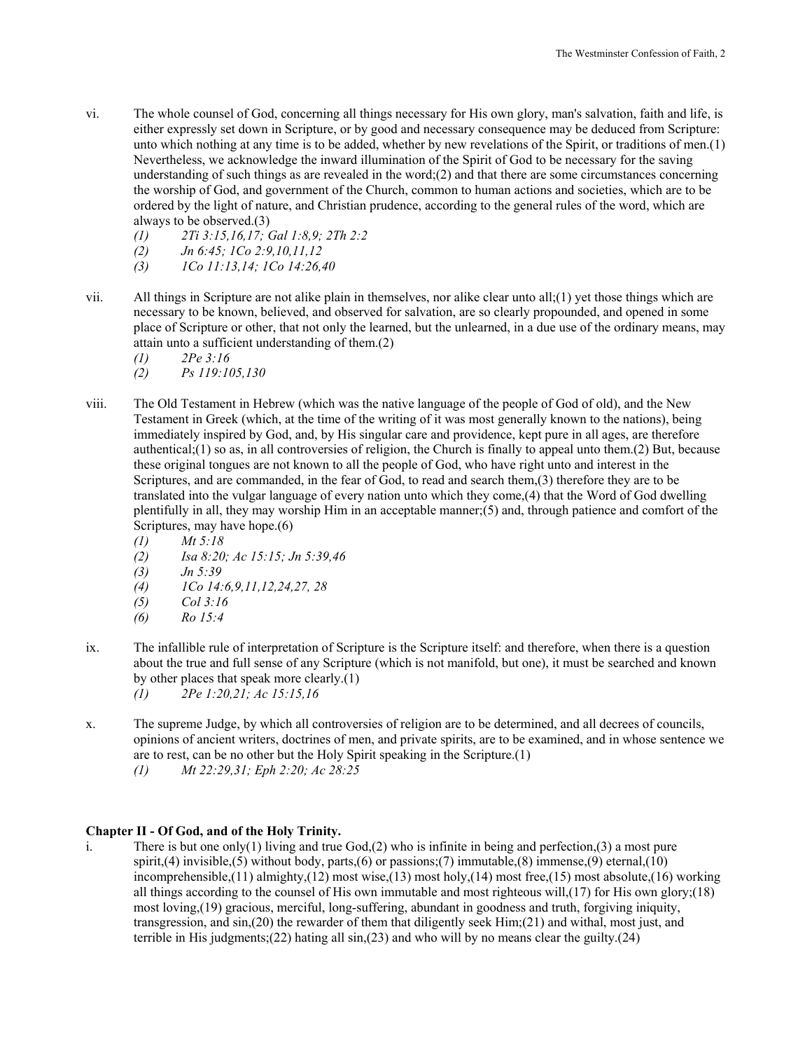vi. The whole counsel of God, concerning all things necessary for His own glory, man's salvation, faith and life, is either expressly set down in Scripture, or by good and necessary consequence may be deduced from Scripture: unto which nothing at any time is to be added, whether by new revelations of the Spirit, or traditions of men.(1) Nevertheless, we acknowledge the inward illumination of the Spirit of God to be necessary for the saving understanding of such things as are revealed in the word;(2) and that there are some circumstances concerning the worship of God, and government of the Church, common to human actions and societies, which are to be ordered by the light of nature, and Christian prudence, according to the general rules of the word, which are always to be observed.(3)

*(1) 2Ti 3:15,16,17; Gal 1:8,9; 2Th 2:2*
*(2) Jn 6:45; 1Co 2:9,10,11,12*
*(3) 1Co 11:13,14; 1Co 14:26,40*

vii. All things in Scripture are not alike plain in themselves, nor alike clear unto all;(1) yet those things which are necessary to be known, believed, and observed for salvation, are so clearly propounded, and opened in some place of Scripture or other, that not only the learned, but the unlearned, in a due use of the ordinary means, may attain unto a sufficient understanding of them.(2)

*(1) 2Pe 3:16*
*(2) Ps 119:105,130*

viii. The Old Testament in Hebrew (which was the native language of the people of God of old), and the New Testament in Greek (which, at the time of the writing of it was most generally known to the nations), being immediately inspired by God, and, by His singular care and providence, kept pure in all ages, are therefore authentical;(1) so as, in all controversies of religion, the Church is finally to appeal unto them.(2) But, because these original tongues are not known to all the people of God, who have right unto and interest in the Scriptures, and are commanded, in the fear of God, to read and search them,(3) therefore they are to be translated into the vulgar language of every nation unto which they come,(4) that the Word of God dwelling plentifully in all, they may worship Him in an acceptable manner;(5) and, through patience and comfort of the Scriptures, may have hope.(6)

*(1) Mt 5:18*
*(2) Isa 8:20; Ac 15:15; Jn 5:39,46*
*(3) Jn 5:39*
*(4) 1Co 14:6,9,11,12,24,27, 28*
*(5) Col 3:16*
*(6) Ro 15:4*

ix. The infallible rule of interpretation of Scripture is the Scripture itself: and therefore, when there is a question about the true and full sense of any Scripture (which is not manifold, but one), it must be searched and known by other places that speak more clearly.(1)

*(1) 2Pe 1:20,21; Ac 15:15,16*

x. The supreme Judge, by which all controversies of religion are to be determined, and all decrees of councils, opinions of ancient writers, doctrines of men, and private spirits, are to be examined, and in whose sentence we are to rest, can be no other but the Holy Spirit speaking in the Scripture.(1)

*(1) Mt 22:29,31; Eph 2:20; Ac 28:25*

## Chapter II - Of God, and of the Holy Trinity.

i. There is but one only(1) living and true God,(2) who is infinite in being and perfection,(3) a most pure spirit,(4) invisible,(5) without body, parts,(6) or passions;(7) immutable,(8) immense,(9) eternal,(10) incomprehensible,(11) almighty,(12) most wise,(13) most holy,(14) most free,(15) most absolute,(16) working all things according to the counsel of His own immutable and most righteous will,(17) for His own glory;(18) most loving,(19) gracious, merciful, long-suffering, abundant in goodness and truth, forgiving iniquity, transgression, and sin,(20) the rewarder of them that diligently seek Him;(21) and withal, most just, and terrible in His judgments;(22) hating all sin,(23) and who will by no means clear the guilty.(24)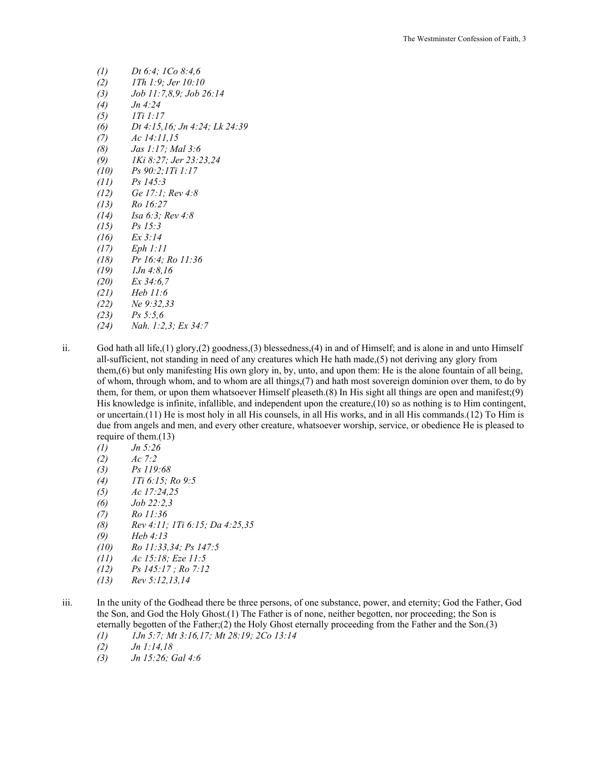- *(1)* *Dt 6:4; 1Co 8:4,6*
- *(2)* *1Th 1:9; Jer 10:10*
- *(3)* *Job 11:7,8,9; Job 26:14*
- *(4)* *Jn 4:24*
- *(5)* *1Ti 1:17*
- *(6)* *Dt 4:15,16; Jn 4:24; Lk 24:39*
- *(7)* *Ac 14:11,15*
- *(8)* *Jas 1:17; Mal 3:6*
- *(9)* *1Ki 8:27; Jer 23:23,24*
- *(10)* *Ps 90:2;1Ti 1:17*
- *(11)* *Ps 145:3*
- *(12)* *Ge 17:1; Rev 4:8*
- *(13)* *Ro 16:27*
- *(14)* *Isa 6:3; Rev 4:8*
- *(15)* *Ps 15:3*
- *(16)* *Ex 3:14*
- *(17)* *Eph 1:11*
- *(18)* *Pr 16:4; Ro 11:36*
- *(19)* *1Jn 4:8,16*
- *(20)* *Ex 34:6,7*
- *(21)* *Heb 11:6*
- *(22)* *Ne 9:32,33*
- *(23)* *Ps 5:5,6*
- *(24)* *Nah. 1:2,3; Ex 34:7*

ii. God hath all life,(1) glory,(2) goodness,(3) blessedness,(4) in and of Himself; and is alone in and unto Himself all-sufficient, not standing in need of any creatures which He hath made,(5) not deriving any glory from them,(6) but only manifesting His own glory in, by, unto, and upon them: He is the alone fountain of all being, of whom, through whom, and to whom are all things,(7) and hath most sovereign dominion over them, to do by them, for them, or upon them whatsoever Himself pleaseth.(8) In His sight all things are open and manifest;(9) His knowledge is infinite, infallible, and independent upon the creature,(10) so as nothing is to Him contingent, or uncertain.(11) He is most holy in all His counsels, in all His works, and in all His commands.(12) To Him is due from angels and men, and every other creature, whatsoever worship, service, or obedience He is pleased to require of them.(13)

- *(1)* *Jn 5:26*
- *(2)* *Ac 7:2*
- *(3)* *Ps 119:68*
- *(4)* *1Ti 6:15; Ro 9:5*
- *(5)* *Ac 17:24,25*
- *(6)* *Job 22:2,3*
- *(7)* *Ro 11:36*
- *(8)* *Rev 4:11; 1Ti 6:15; Da 4:25,35*
- *(9)* *Heb 4:13*
- *(10)* *Ro 11:33,34; Ps 147:5*
- *(11)* *Ac 15:18; Eze 11:5*
- *(12)* *Ps 145:17 ; Ro 7:12*
- *(13)* *Rev 5:12,13,14*

iii. In the unity of the Godhead there be three persons, of one substance, power, and eternity; God the Father, God the Son, and God the Holy Ghost.(1) The Father is of none, neither begotten, nor proceeding; the Son is eternally begotten of the Father;(2) the Holy Ghost eternally proceeding from the Father and the Son.(3)

- *(1)* *1Jn 5:7; Mt 3:16,17; Mt 28:19; 2Co 13:14*
- *(2)* *Jn 1:14,18*
- *(3)* *Jn 15:26; Gal 4:6*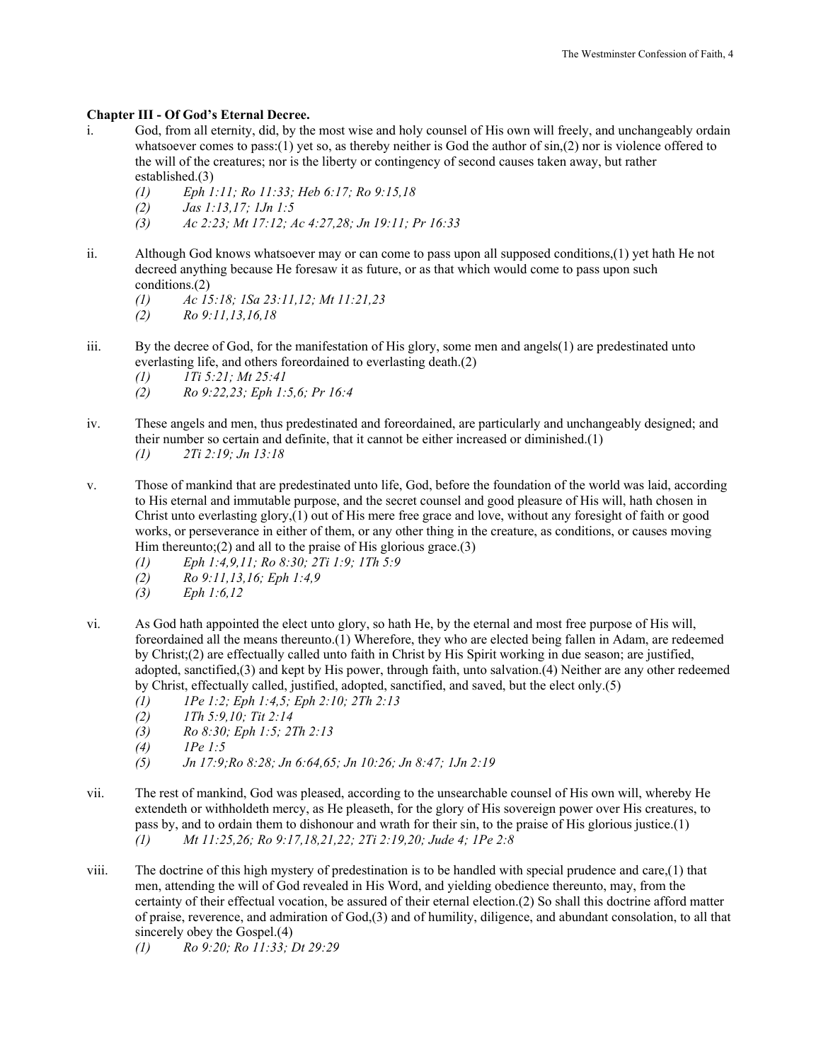### Chapter III - Of God's Eternal Decree.

i. God, from all eternity, did, by the most wise and holy counsel of His own will freely, and unchangeably ordain whatsoever comes to pass:(1) yet so, as thereby neither is God the author of sin,(2) nor is violence offered to the will of the creatures; nor is the liberty or contingency of second causes taken away, but rather established.(3)

- *(1) Eph 1:11; Ro 11:33; Heb 6:17; Ro 9:15,18*
- *(2) Jas 1:13,17; 1Jn 1:5*
- *(3) Ac 2:23; Mt 17:12; Ac 4:27,28; Jn 19:11; Pr 16:33*

ii. Although God knows whatsoever may or can come to pass upon all supposed conditions,(1) yet hath He not decreed anything because He foresaw it as future, or as that which would come to pass upon such conditions.(2)

- *(1) Ac 15:18; 1Sa 23:11,12; Mt 11:21,23*
- *(2) Ro 9:11,13,16,18*

iii. By the decree of God, for the manifestation of His glory, some men and angels(1) are predestinated unto everlasting life, and others foreordained to everlasting death.(2)

- *(1) 1Ti 5:21; Mt 25:41*
- *(2) Ro 9:22,23; Eph 1:5,6; Pr 16:4*

iv. These angels and men, thus predestinated and foreordained, are particularly and unchangeably designed; and their number so certain and definite, that it cannot be either increased or diminished.(1)

- *(1) 2Ti 2:19; Jn 13:18*

v. Those of mankind that are predestinated unto life, God, before the foundation of the world was laid, according to His eternal and immutable purpose, and the secret counsel and good pleasure of His will, hath chosen in Christ unto everlasting glory,(1) out of His mere free grace and love, without any foresight of faith or good works, or perseverance in either of them, or any other thing in the creature, as conditions, or causes moving Him thereunto;(2) and all to the praise of His glorious grace.(3)

- *(1) Eph 1:4,9,11; Ro 8:30; 2Ti 1:9; 1Th 5:9*
- *(2) Ro 9:11,13,16; Eph 1:4,9*
- *(3) Eph 1:6,12*

vi. As God hath appointed the elect unto glory, so hath He, by the eternal and most free purpose of His will, foreordained all the means thereunto.(1) Wherefore, they who are elected being fallen in Adam, are redeemed by Christ;(2) are effectually called unto faith in Christ by His Spirit working in due season; are justified, adopted, sanctified,(3) and kept by His power, through faith, unto salvation.(4) Neither are any other redeemed by Christ, effectually called, justified, adopted, sanctified, and saved, but the elect only.(5)

- *(1) 1Pe 1:2; Eph 1:4,5; Eph 2:10; 2Th 2:13*
- *(2) 1Th 5:9,10; Tit 2:14*
- *(3) Ro 8:30; Eph 1:5; 2Th 2:13*
- *(4) 1Pe 1:5*
- *(5) Jn 17:9;Ro 8:28; Jn 6:64,65; Jn 10:26; Jn 8:47; 1Jn 2:19*

vii. The rest of mankind, God was pleased, according to the unsearchable counsel of His own will, whereby He extendeth or withholdeth mercy, as He pleaseth, for the glory of His sovereign power over His creatures, to pass by, and to ordain them to dishonour and wrath for their sin, to the praise of His glorious justice.(1)

- *(1) Mt 11:25,26; Ro 9:17,18,21,22; 2Ti 2:19,20; Jude 4; 1Pe 2:8*

viii. The doctrine of this high mystery of predestination is to be handled with special prudence and care,(1) that men, attending the will of God revealed in His Word, and yielding obedience thereunto, may, from the certainty of their effectual vocation, be assured of their eternal election.(2) So shall this doctrine afford matter of praise, reverence, and admiration of God,(3) and of humility, diligence, and abundant consolation, to all that sincerely obey the Gospel.(4)

- *(1) Ro 9:20; Ro 11:33; Dt 29:29*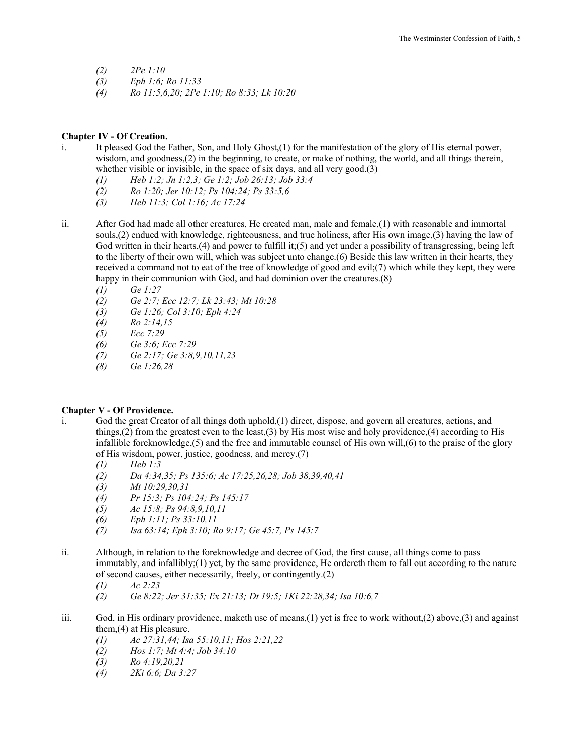*(2) 2Pe 1:10*
*(3) Eph 1:6; Ro 11:33*
*(4) Ro 11:5,6,20; 2Pe 1:10; Ro 8:33; Lk 10:20*

**Chapter IV - Of Creation.**

i. It pleased God the Father, Son, and Holy Ghost,(1) for the manifestation of the glory of His eternal power, wisdom, and goodness,(2) in the beginning, to create, or make of nothing, the world, and all things therein, whether visible or invisible, in the space of six days, and all very good.(3)

*(1) Heb 1:2; Jn 1:2,3; Ge 1:2; Job 26:13; Job 33:4*
*(2) Ro 1:20; Jer 10:12; Ps 104:24; Ps 33:5,6*
*(3) Heb 11:3; Col 1:16; Ac 17:24*

ii. After God had made all other creatures, He created man, male and female,(1) with reasonable and immortal souls,(2) endued with knowledge, righteousness, and true holiness, after His own image,(3) having the law of God written in their hearts,(4) and power to fulfill it;(5) and yet under a possibility of transgressing, being left to the liberty of their own will, which was subject unto change.(6) Beside this law written in their hearts, they received a command not to eat of the tree of knowledge of good and evil;(7) which while they kept, they were happy in their communion with God, and had dominion over the creatures.(8)

*(1) Ge 1:27*
*(2) Ge 2:7; Ecc 12:7; Lk 23:43; Mt 10:28*
*(3) Ge 1:26; Col 3:10; Eph 4:24*
*(4) Ro 2:14,15*
*(5) Ecc 7:29*
*(6) Ge 3:6; Ecc 7:29*
*(7) Ge 2:17; Ge 3:8,9,10,11,23*
*(8) Ge 1:26,28*

**Chapter V - Of Providence.**

i. God the great Creator of all things doth uphold,(1) direct, dispose, and govern all creatures, actions, and things,(2) from the greatest even to the least,(3) by His most wise and holy providence,(4) according to His infallible foreknowledge,(5) and the free and immutable counsel of His own will,(6) to the praise of the glory of His wisdom, power, justice, goodness, and mercy.(7)

*(1) Heb 1:3*
*(2) Da 4:34,35; Ps 135:6; Ac 17:25,26,28; Job 38,39,40,41*
*(3) Mt 10:29,30,31*
*(4) Pr 15:3; Ps 104:24; Ps 145:17*
*(5) Ac 15:8; Ps 94:8,9,10,11*
*(6) Eph 1:11; Ps 33:10,11*
*(7) Isa 63:14; Eph 3:10; Ro 9:17; Ge 45:7, Ps 145:7*

ii. Although, in relation to the foreknowledge and decree of God, the first cause, all things come to pass immutably, and infallibly;(1) yet, by the same providence, He ordereth them to fall out according to the nature of second causes, either necessarily, freely, or contingently.(2)

*(1) Ac 2:23*
*(2) Ge 8:22; Jer 31:35; Ex 21:13; Dt 19:5; 1Ki 22:28,34; Isa 10:6,7*

iii. God, in His ordinary providence, maketh use of means,(1) yet is free to work without,(2) above,(3) and against them,(4) at His pleasure.

*(1) Ac 27:31,44; Isa 55:10,11; Hos 2:21,22*
*(2) Hos 1:7; Mt 4:4; Job 34:10*
*(3) Ro 4:19,20,21*
*(4) 2Ki 6:6; Da 3:27*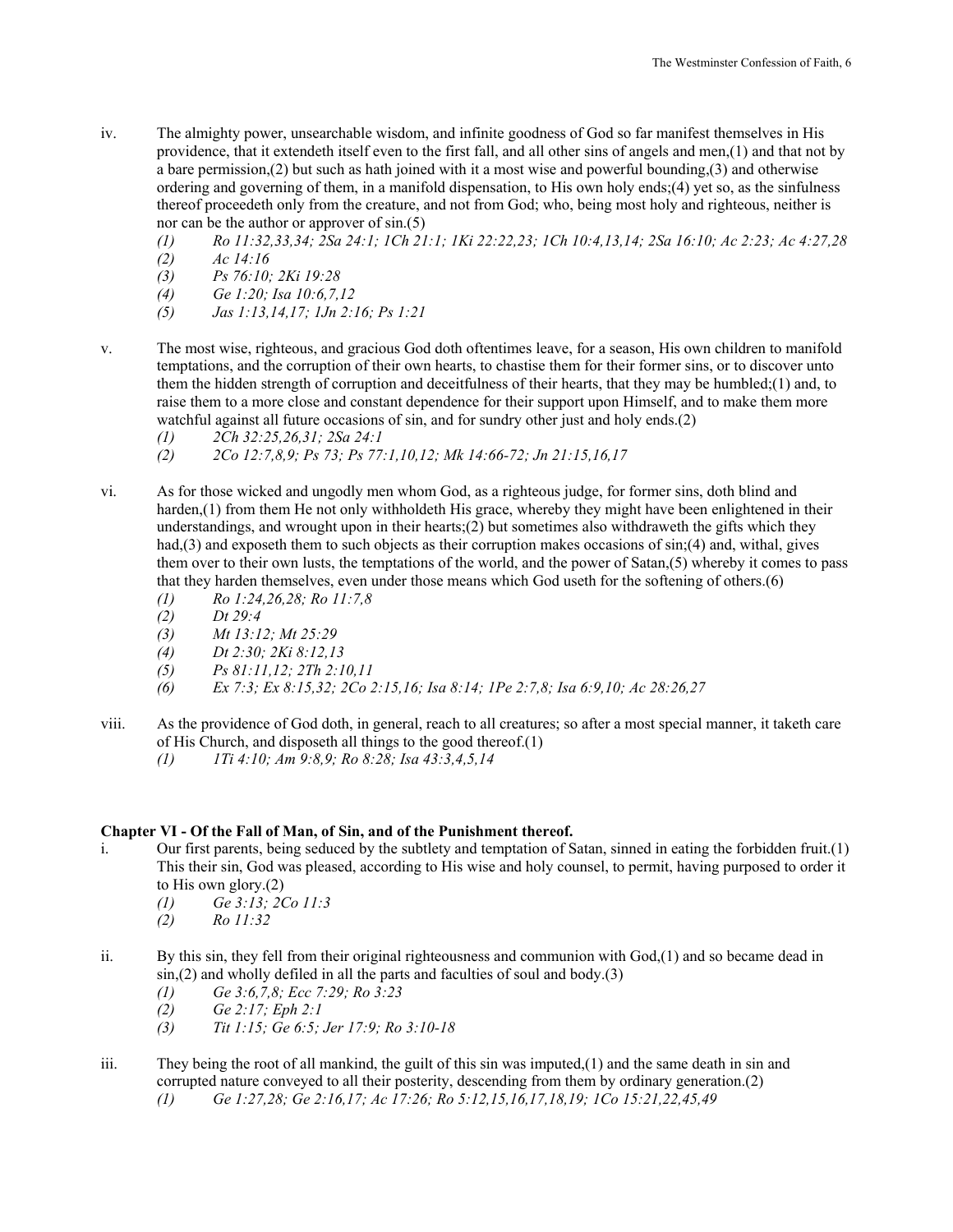iv. The almighty power, unsearchable wisdom, and infinite goodness of God so far manifest themselves in His providence, that it extendeth itself even to the first fall, and all other sins of angels and men,(1) and that not by a bare permission,(2) but such as hath joined with it a most wise and powerful bounding,(3) and otherwise ordering and governing of them, in a manifold dispensation, to His own holy ends;(4) yet so, as the sinfulness thereof proceedeth only from the creature, and not from God; who, being most holy and righteous, neither is nor can be the author or approver of sin.(5)

*(1) Ro 11:32,33,34; 2Sa 24:1; 1Ch 21:1; 1Ki 22:22,23; 1Ch 10:4,13,14; 2Sa 16:10; Ac 2:23; Ac 4:27,28*
*(2) Ac 14:16*
*(3) Ps 76:10; 2Ki 19:28*
*(4) Ge 1:20; Isa 10:6,7,12*
*(5) Jas 1:13,14,17; 1Jn 2:16; Ps 1:21*

v. The most wise, righteous, and gracious God doth oftentimes leave, for a season, His own children to manifold temptations, and the corruption of their own hearts, to chastise them for their former sins, or to discover unto them the hidden strength of corruption and deceitfulness of their hearts, that they may be humbled;(1) and, to raise them to a more close and constant dependence for their support upon Himself, and to make them more watchful against all future occasions of sin, and for sundry other just and holy ends.(2)

*(1) 2Ch 32:25,26,31; 2Sa 24:1*
*(2) 2Co 12:7,8,9; Ps 73; Ps 77:1,10,12; Mk 14:66-72; Jn 21:15,16,17*

vi. As for those wicked and ungodly men whom God, as a righteous judge, for former sins, doth blind and harden,(1) from them He not only withholdeth His grace, whereby they might have been enlightened in their understandings, and wrought upon in their hearts;(2) but sometimes also withdraweth the gifts which they had,(3) and exposeth them to such objects as their corruption makes occasions of sin;(4) and, withal, gives them over to their own lusts, the temptations of the world, and the power of Satan,(5) whereby it comes to pass that they harden themselves, even under those means which God useth for the softening of others.(6)

*(1) Ro 1:24,26,28; Ro 11:7,8*
*(2) Dt 29:4*
*(3) Mt 13:12; Mt 25:29*
*(4) Dt 2:30; 2Ki 8:12,13*
*(5) Ps 81:11,12; 2Th 2:10,11*
*(6) Ex 7:3; Ex 8:15,32; 2Co 2:15,16; Isa 8:14; 1Pe 2:7,8; Isa 6:9,10; Ac 28:26,27*

viii. As the providence of God doth, in general, reach to all creatures; so after a most special manner, it taketh care of His Church, and disposeth all things to the good thereof.(1)

*(1) 1Ti 4:10; Am 9:8,9; Ro 8:28; Isa 43:3,4,5,14*

## Chapter VI - Of the Fall of Man, of Sin, and of the Punishment thereof.

i. Our first parents, being seduced by the subtlety and temptation of Satan, sinned in eating the forbidden fruit.(1) This their sin, God was pleased, according to His wise and holy counsel, to permit, having purposed to order it to His own glory.(2)

*(1) Ge 3:13; 2Co 11:3*
*(2) Ro 11:32*

ii. By this sin, they fell from their original righteousness and communion with God,(1) and so became dead in sin,(2) and wholly defiled in all the parts and faculties of soul and body.(3)

*(1) Ge 3:6,7,8; Ecc 7:29; Ro 3:23*
*(2) Ge 2:17; Eph 2:1*
*(3) Tit 1:15; Ge 6:5; Jer 17:9; Ro 3:10-18*

iii. They being the root of all mankind, the guilt of this sin was imputed,(1) and the same death in sin and corrupted nature conveyed to all their posterity, descending from them by ordinary generation.(2)

*(1) Ge 1:27,28; Ge 2:16,17; Ac 17:26; Ro 5:12,15,16,17,18,19; 1Co 15:21,22,45,49*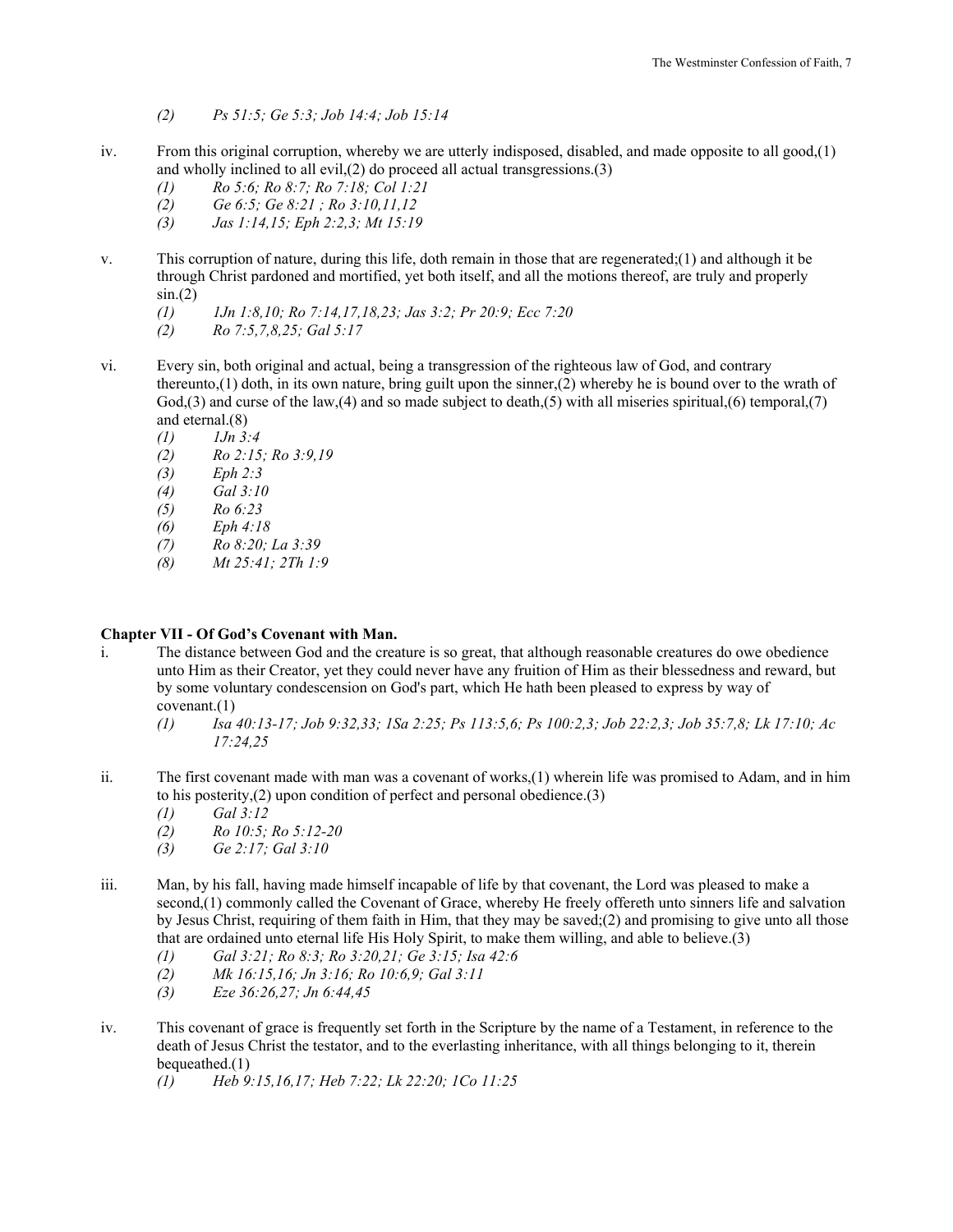*(2) Ps 51:5; Ge 5:3; Job 14:4; Job 15:14*

iv. From this original corruption, whereby we are utterly indisposed, disabled, and made opposite to all good,(1) and wholly inclined to all evil,(2) do proceed all actual transgressions.(3)

*(1) Ro 5:6; Ro 8:7; Ro 7:18; Col 1:21*
*(2) Ge 6:5; Ge 8:21 ; Ro 3:10,11,12*
*(3) Jas 1:14,15; Eph 2:2,3; Mt 15:19*

v. This corruption of nature, during this life, doth remain in those that are regenerated;(1) and although it be through Christ pardoned and mortified, yet both itself, and all the motions thereof, are truly and properly sin.(2)

*(1) 1Jn 1:8,10; Ro 7:14,17,18,23; Jas 3:2; Pr 20:9; Ecc 7:20*
*(2) Ro 7:5,7,8,25; Gal 5:17*

vi. Every sin, both original and actual, being a transgression of the righteous law of God, and contrary thereunto,(1) doth, in its own nature, bring guilt upon the sinner,(2) whereby he is bound over to the wrath of God,(3) and curse of the law,(4) and so made subject to death,(5) with all miseries spiritual,(6) temporal,(7) and eternal.(8)

*(1) 1Jn 3:4*
*(2) Ro 2:15; Ro 3:9,19*
*(3) Eph 2:3*
*(4) Gal 3:10*
*(5) Ro 6:23*
*(6) Eph 4:18*
*(7) Ro 8:20; La 3:39*
*(8) Mt 25:41; 2Th 1:9*

## Chapter VII - Of God's Covenant with Man.

i. The distance between God and the creature is so great, that although reasonable creatures do owe obedience unto Him as their Creator, yet they could never have any fruition of Him as their blessedness and reward, but by some voluntary condescension on God's part, which He hath been pleased to express by way of covenant.(1)

*(1) Isa 40:13-17; Job 9:32,33; 1Sa 2:25; Ps 113:5,6; Ps 100:2,3; Job 22:2,3; Job 35:7,8; Lk 17:10; Ac 17:24,25*

ii. The first covenant made with man was a covenant of works,(1) wherein life was promised to Adam, and in him to his posterity,(2) upon condition of perfect and personal obedience.(3)

*(1) Gal 3:12*
*(2) Ro 10:5; Ro 5:12-20*
*(3) Ge 2:17; Gal 3:10*

iii. Man, by his fall, having made himself incapable of life by that covenant, the Lord was pleased to make a second,(1) commonly called the Covenant of Grace, whereby He freely offereth unto sinners life and salvation by Jesus Christ, requiring of them faith in Him, that they may be saved;(2) and promising to give unto all those that are ordained unto eternal life His Holy Spirit, to make them willing, and able to believe.(3)

*(1) Gal 3:21; Ro 8:3; Ro 3:20,21; Ge 3:15; Isa 42:6*
*(2) Mk 16:15,16; Jn 3:16; Ro 10:6,9; Gal 3:11*
*(3) Eze 36:26,27; Jn 6:44,45*

iv. This covenant of grace is frequently set forth in the Scripture by the name of a Testament, in reference to the death of Jesus Christ the testator, and to the everlasting inheritance, with all things belonging to it, therein bequeathed.(1)

*(1) Heb 9:15,16,17; Heb 7:22; Lk 22:20; 1Co 11:25*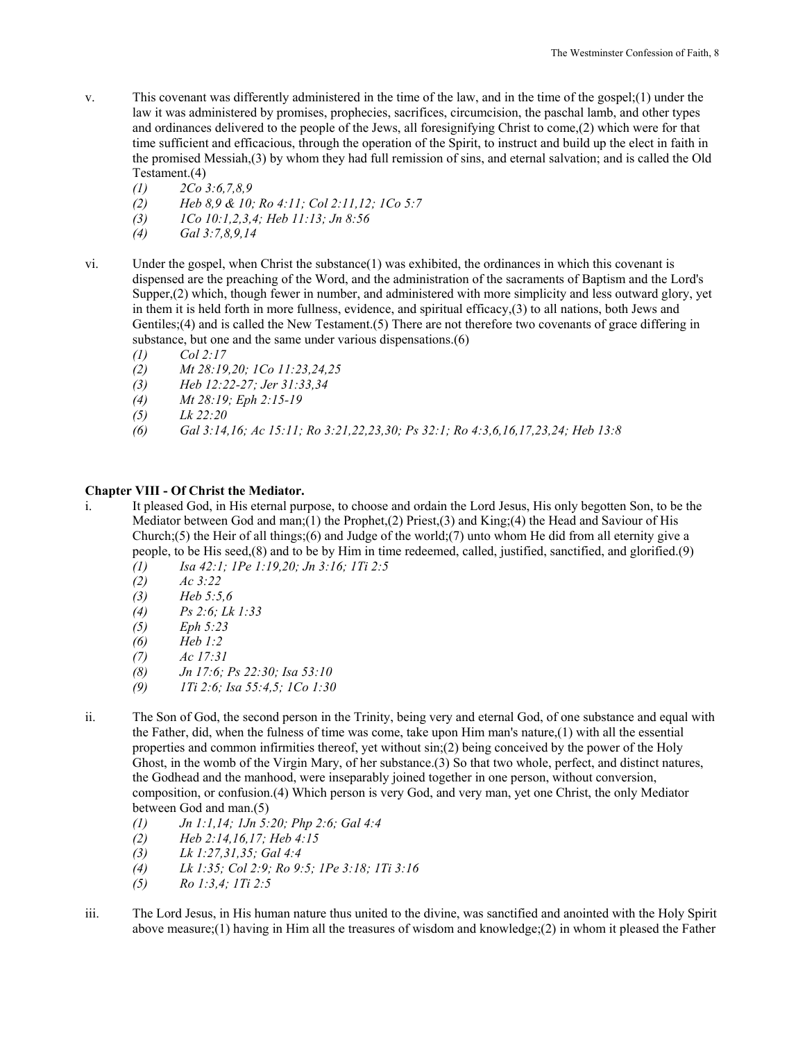v. This covenant was differently administered in the time of the law, and in the time of the gospel;(1) under the law it was administered by promises, prophecies, sacrifices, circumcision, the paschal lamb, and other types and ordinances delivered to the people of the Jews, all foresignifying Christ to come,(2) which were for that time sufficient and efficacious, through the operation of the Spirit, to instruct and build up the elect in faith in the promised Messiah,(3) by whom they had full remission of sins, and eternal salvation; and is called the Old Testament.(4)

*(1) 2Co 3:6,7,8,9*
*(2) Heb 8,9 & 10; Ro 4:11; Col 2:11,12; 1Co 5:7*
*(3) 1Co 10:1,2,3,4; Heb 11:13; Jn 8:56*
*(4) Gal 3:7,8,9,14*

vi. Under the gospel, when Christ the substance(1) was exhibited, the ordinances in which this covenant is dispensed are the preaching of the Word, and the administration of the sacraments of Baptism and the Lord's Supper,(2) which, though fewer in number, and administered with more simplicity and less outward glory, yet in them it is held forth in more fullness, evidence, and spiritual efficacy,(3) to all nations, both Jews and Gentiles;(4) and is called the New Testament.(5) There are not therefore two covenants of grace differing in substance, but one and the same under various dispensations.(6)

*(1) Col 2:17*
*(2) Mt 28:19,20; 1Co 11:23,24,25*
*(3) Heb 12:22-27; Jer 31:33,34*
*(4) Mt 28:19; Eph 2:15-19*
*(5) Lk 22:20*
*(6) Gal 3:14,16; Ac 15:11; Ro 3:21,22,23,30; Ps 32:1; Ro 4:3,6,16,17,23,24; Heb 13:8*

## Chapter VIII - Of Christ the Mediator.

i. It pleased God, in His eternal purpose, to choose and ordain the Lord Jesus, His only begotten Son, to be the Mediator between God and man;(1) the Prophet,(2) Priest,(3) and King;(4) the Head and Saviour of His Church;(5) the Heir of all things;(6) and Judge of the world;(7) unto whom He did from all eternity give a people, to be His seed,(8) and to be by Him in time redeemed, called, justified, sanctified, and glorified.(9)

*(1) Isa 42:1; 1Pe 1:19,20; Jn 3:16; 1Ti 2:5*
*(2) Ac 3:22*
*(3) Heb 5:5,6*
*(4) Ps 2:6; Lk 1:33*
*(5) Eph 5:23*
*(6) Heb 1:2*
*(7) Ac 17:31*
*(8) Jn 17:6; Ps 22:30; Isa 53:10*
*(9) 1Ti 2:6; Isa 55:4,5; 1Co 1:30*

ii. The Son of God, the second person in the Trinity, being very and eternal God, of one substance and equal with the Father, did, when the fulness of time was come, take upon Him man's nature,(1) with all the essential properties and common infirmities thereof, yet without sin;(2) being conceived by the power of the Holy Ghost, in the womb of the Virgin Mary, of her substance.(3) So that two whole, perfect, and distinct natures, the Godhead and the manhood, were inseparably joined together in one person, without conversion, composition, or confusion.(4) Which person is very God, and very man, yet one Christ, the only Mediator between God and man.(5)

*(1) Jn 1:1,14; 1Jn 5:20; Php 2:6; Gal 4:4*
*(2) Heb 2:14,16,17; Heb 4:15*
*(3) Lk 1:27,31,35; Gal 4:4*
*(4) Lk 1:35; Col 2:9; Ro 9:5; 1Pe 3:18; 1Ti 3:16*
*(5) Ro 1:3,4; 1Ti 2:5*

iii. The Lord Jesus, in His human nature thus united to the divine, was sanctified and anointed with the Holy Spirit above measure;(1) having in Him all the treasures of wisdom and knowledge;(2) in whom it pleased the Father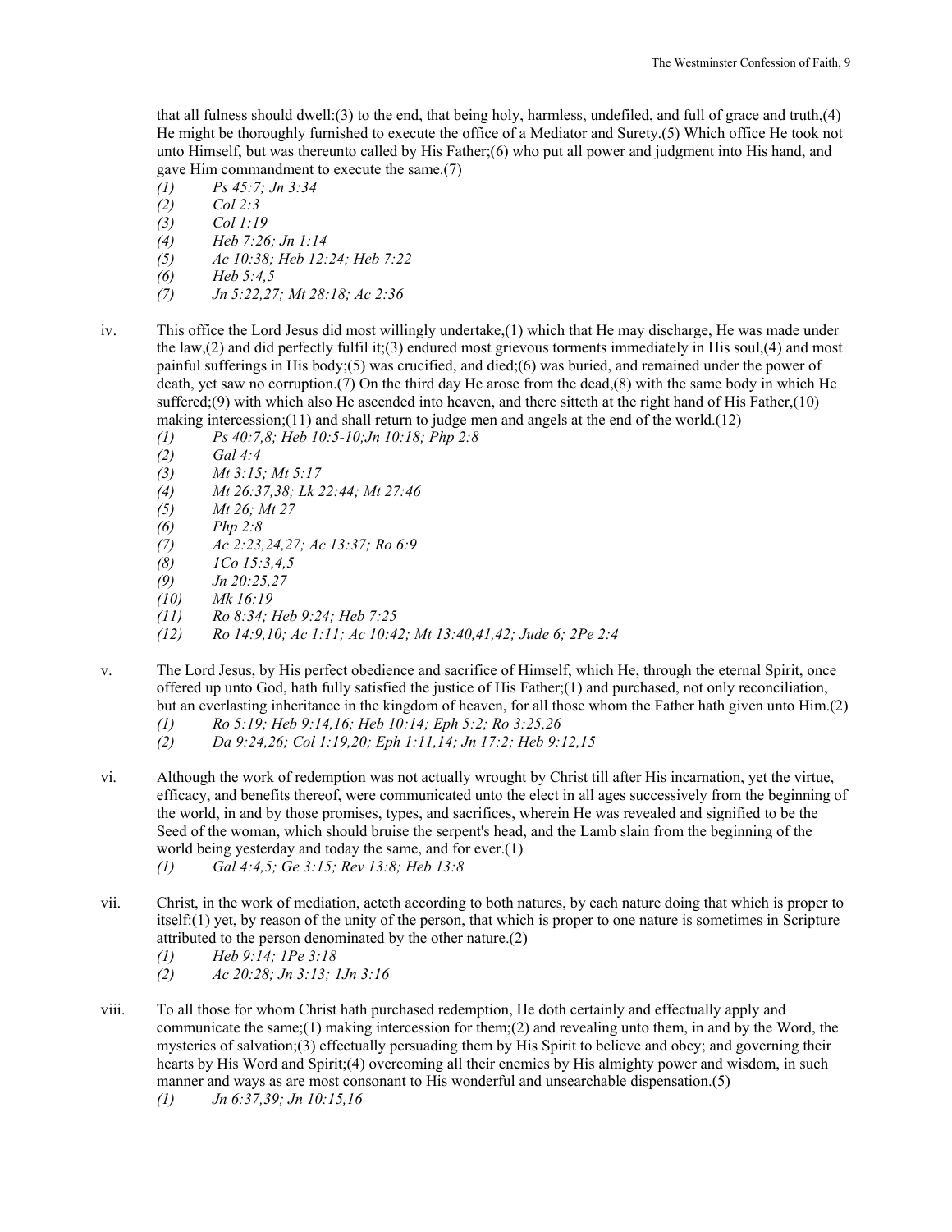that all fulness should dwell:(3) to the end, that being holy, harmless, undefiled, and full of grace and truth,(4) He might be thoroughly furnished to execute the office of a Mediator and Surety.(5) Which office He took not unto Himself, but was thereunto called by His Father;(6) who put all power and judgment into His hand, and gave Him commandment to execute the same.(7)

- *(1) Ps 45:7; Jn 3:34*
- *(2) Col 2:3*
- *(3) Col 1:19*
- *(4) Heb 7:26; Jn 1:14*
- *(5) Ac 10:38; Heb 12:24; Heb 7:22*
- *(6) Heb 5:4,5*
- *(7) Jn 5:22,27; Mt 28:18; Ac 2:36*

iv. This office the Lord Jesus did most willingly undertake,(1) which that He may discharge, He was made under the law,(2) and did perfectly fulfil it;(3) endured most grievous torments immediately in His soul,(4) and most painful sufferings in His body;(5) was crucified, and died;(6) was buried, and remained under the power of death, yet saw no corruption.(7) On the third day He arose from the dead,(8) with the same body in which He suffered;(9) with which also He ascended into heaven, and there sitteth at the right hand of His Father,(10) making intercession;(11) and shall return to judge men and angels at the end of the world.(12)

- *(1) Ps 40:7,8; Heb 10:5-10;Jn 10:18; Php 2:8*
- *(2) Gal 4:4*
- *(3) Mt 3:15; Mt 5:17*
- *(4) Mt 26:37,38; Lk 22:44; Mt 27:46*
- *(5) Mt 26; Mt 27*
- *(6) Php 2:8*
- *(7) Ac 2:23,24,27; Ac 13:37; Ro 6:9*
- *(8) 1Co 15:3,4,5*
- *(9) Jn 20:25,27*
- *(10) Mk 16:19*
- *(11) Ro 8:34; Heb 9:24; Heb 7:25*
- *(12) Ro 14:9,10; Ac 1:11; Ac 10:42; Mt 13:40,41,42; Jude 6; 2Pe 2:4*

v. The Lord Jesus, by His perfect obedience and sacrifice of Himself, which He, through the eternal Spirit, once offered up unto God, hath fully satisfied the justice of His Father;(1) and purchased, not only reconciliation, but an everlasting inheritance in the kingdom of heaven, for all those whom the Father hath given unto Him.(2)

- *(1) Ro 5:19; Heb 9:14,16; Heb 10:14; Eph 5:2; Ro 3:25,26*
- *(2) Da 9:24,26; Col 1:19,20; Eph 1:11,14; Jn 17:2; Heb 9:12,15*

vi. Although the work of redemption was not actually wrought by Christ till after His incarnation, yet the virtue, efficacy, and benefits thereof, were communicated unto the elect in all ages successively from the beginning of the world, in and by those promises, types, and sacrifices, wherein He was revealed and signified to be the Seed of the woman, which should bruise the serpent's head, and the Lamb slain from the beginning of the world being yesterday and today the same, and for ever.(1)

- *(1) Gal 4:4,5; Ge 3:15; Rev 13:8; Heb 13:8*

vii. Christ, in the work of mediation, acteth according to both natures, by each nature doing that which is proper to itself:(1) yet, by reason of the unity of the person, that which is proper to one nature is sometimes in Scripture attributed to the person denominated by the other nature.(2)

- *(1) Heb 9:14; 1Pe 3:18*
- *(2) Ac 20:28; Jn 3:13; 1Jn 3:16*

viii. To all those for whom Christ hath purchased redemption, He doth certainly and effectually apply and communicate the same;(1) making intercession for them;(2) and revealing unto them, in and by the Word, the mysteries of salvation;(3) effectually persuading them by His Spirit to believe and obey; and governing their hearts by His Word and Spirit;(4) overcoming all their enemies by His almighty power and wisdom, in such manner and ways as are most consonant to His wonderful and unsearchable dispensation.(5)

- *(1) Jn 6:37,39; Jn 10:15,16*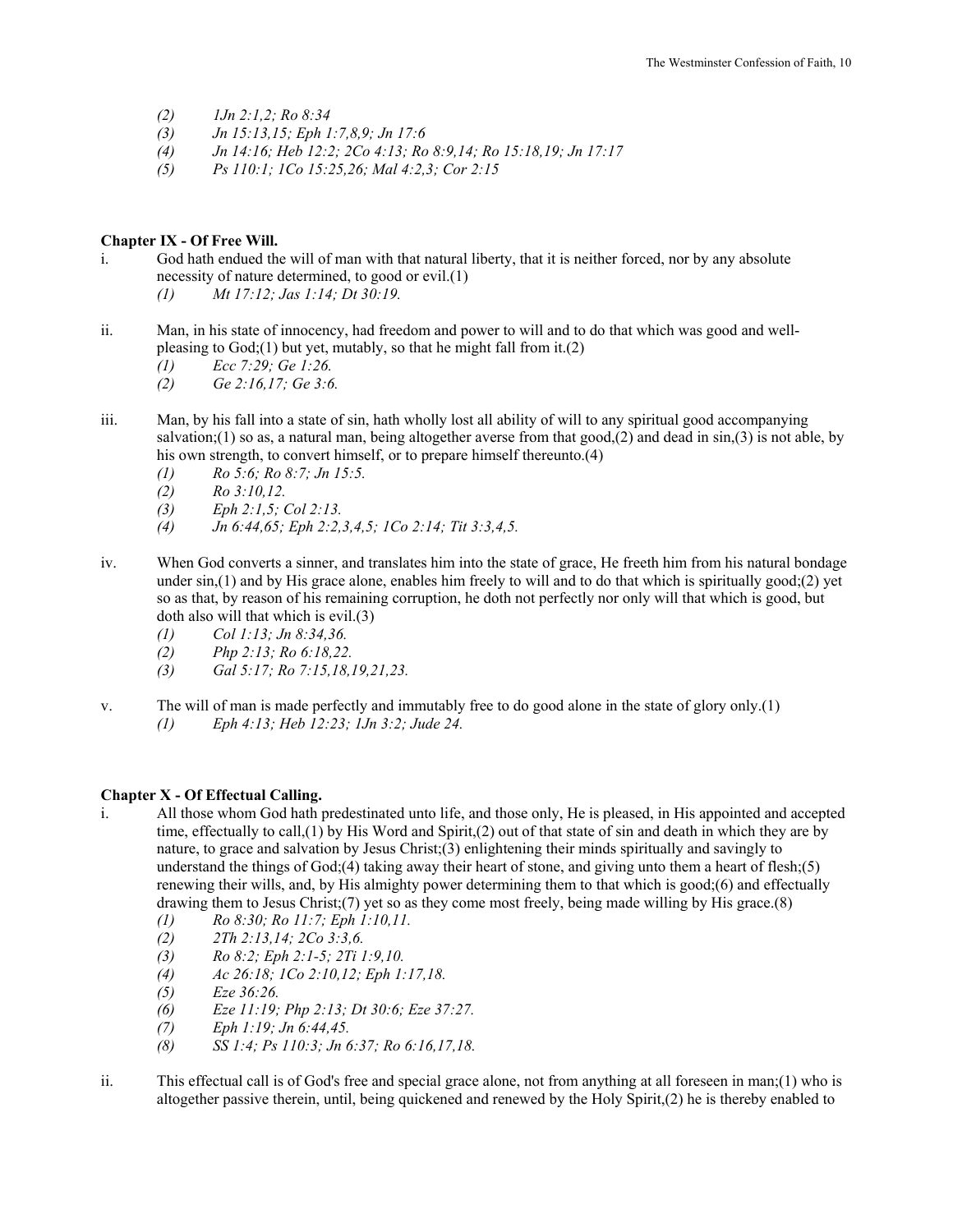*(2) 1Jn 2:1,2; Ro 8:34*
*(3) Jn 15:13,15; Eph 1:7,8,9; Jn 17:6*
*(4) Jn 14:16; Heb 12:2; 2Co 4:13; Ro 8:9,14; Ro 15:18,19; Jn 17:17*
*(5) Ps 110:1; 1Co 15:25,26; Mal 4:2,3; Cor 2:15*

**Chapter IX - Of Free Will.**

i. God hath endued the will of man with that natural liberty, that it is neither forced, nor by any absolute necessity of nature determined, to good or evil.(1)
   *(1) Mt 17:12; Jas 1:14; Dt 30:19.*

ii. Man, in his state of innocency, had freedom and power to will and to do that which was good and well-pleasing to God;(1) but yet, mutably, so that he might fall from it.(2)
   *(1) Ecc 7:29; Ge 1:26.*
   *(2) Ge 2:16,17; Ge 3:6.*

iii. Man, by his fall into a state of sin, hath wholly lost all ability of will to any spiritual good accompanying salvation;(1) so as, a natural man, being altogether averse from that good,(2) and dead in sin,(3) is not able, by his own strength, to convert himself, or to prepare himself thereunto.(4)
   *(1) Ro 5:6; Ro 8:7; Jn 15:5.*
   *(2) Ro 3:10,12.*
   *(3) Eph 2:1,5; Col 2:13.*
   *(4) Jn 6:44,65; Eph 2:2,3,4,5; 1Co 2:14; Tit 3:3,4,5.*

iv. When God converts a sinner, and translates him into the state of grace, He freeth him from his natural bondage under sin,(1) and by His grace alone, enables him freely to will and to do that which is spiritually good;(2) yet so as that, by reason of his remaining corruption, he doth not perfectly nor only will that which is good, but doth also will that which is evil.(3)
   *(1) Col 1:13; Jn 8:34,36.*
   *(2) Php 2:13; Ro 6:18,22.*
   *(3) Gal 5:17; Ro 7:15,18,19,21,23.*

v. The will of man is made perfectly and immutably free to do good alone in the state of glory only.(1)
   *(1) Eph 4:13; Heb 12:23; 1Jn 3:2; Jude 24.*

**Chapter X - Of Effectual Calling.**

i. All those whom God hath predestinated unto life, and those only, He is pleased, in His appointed and accepted time, effectually to call,(1) by His Word and Spirit,(2) out of that state of sin and death in which they are by nature, to grace and salvation by Jesus Christ;(3) enlightening their minds spiritually and savingly to understand the things of God;(4) taking away their heart of stone, and giving unto them a heart of flesh;(5) renewing their wills, and, by His almighty power determining them to that which is good;(6) and effectually drawing them to Jesus Christ;(7) yet so as they come most freely, being made willing by His grace.(8)
   *(1) Ro 8:30; Ro 11:7; Eph 1:10,11.*
   *(2) 2Th 2:13,14; 2Co 3:3,6.*
   *(3) Ro 8:2; Eph 2:1-5; 2Ti 1:9,10.*
   *(4) Ac 26:18; 1Co 2:10,12; Eph 1:17,18.*
   *(5) Eze 36:26.*
   *(6) Eze 11:19; Php 2:13; Dt 30:6; Eze 37:27.*
   *(7) Eph 1:19; Jn 6:44,45.*
   *(8) SS 1:4; Ps 110:3; Jn 6:37; Ro 6:16,17,18.*

ii. This effectual call is of God's free and special grace alone, not from anything at all foreseen in man;(1) who is altogether passive therein, until, being quickened and renewed by the Holy Spirit,(2) he is thereby enabled to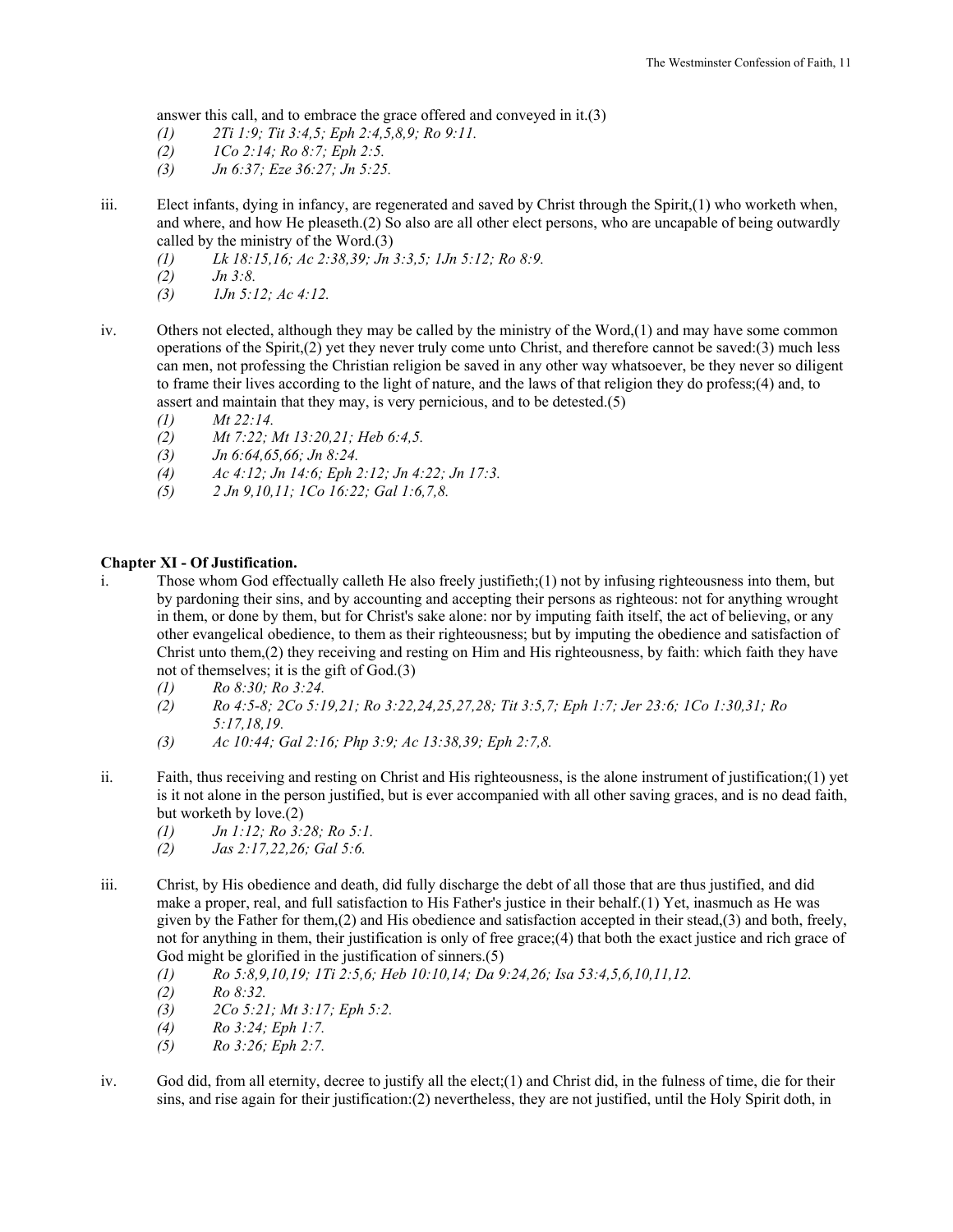answer this call, and to embrace the grace offered and conveyed in it.(3)

- *(1) 2Ti 1:9; Tit 3:4,5; Eph 2:4,5,8,9; Ro 9:11.*
- *(2) 1Co 2:14; Ro 8:7; Eph 2:5.*
- *(3) Jn 6:37; Eze 36:27; Jn 5:25.*

iii. Elect infants, dying in infancy, are regenerated and saved by Christ through the Spirit,(1) who worketh when, and where, and how He pleaseth.(2) So also are all other elect persons, who are uncapable of being outwardly called by the ministry of the Word.(3)

- *(1) Lk 18:15,16; Ac 2:38,39; Jn 3:3,5; 1Jn 5:12; Ro 8:9.*
- *(2) Jn 3:8.*
- *(3) 1Jn 5:12; Ac 4:12.*

iv. Others not elected, although they may be called by the ministry of the Word,(1) and may have some common operations of the Spirit,(2) yet they never truly come unto Christ, and therefore cannot be saved:(3) much less can men, not professing the Christian religion be saved in any other way whatsoever, be they never so diligent to frame their lives according to the light of nature, and the laws of that religion they do profess;(4) and, to assert and maintain that they may, is very pernicious, and to be detested.(5)

- *(1) Mt 22:14.*
- *(2) Mt 7:22; Mt 13:20,21; Heb 6:4,5.*
- *(3) Jn 6:64,65,66; Jn 8:24.*
- *(4) Ac 4:12; Jn 14:6; Eph 2:12; Jn 4:22; Jn 17:3.*
- *(5) 2 Jn 9,10,11; 1Co 16:22; Gal 1:6,7,8.*

## Chapter XI - Of Justification.

i. Those whom God effectually calleth He also freely justifieth;(1) not by infusing righteousness into them, but by pardoning their sins, and by accounting and accepting their persons as righteous: not for anything wrought in them, or done by them, but for Christ's sake alone: nor by imputing faith itself, the act of believing, or any other evangelical obedience, to them as their righteousness; but by imputing the obedience and satisfaction of Christ unto them,(2) they receiving and resting on Him and His righteousness, by faith: which faith they have not of themselves; it is the gift of God.(3)

- *(1) Ro 8:30; Ro 3:24.*
- *(2) Ro 4:5-8; 2Co 5:19,21; Ro 3:22,24,25,27,28; Tit 3:5,7; Eph 1:7; Jer 23:6; 1Co 1:30,31; Ro 5:17,18,19.*
- *(3) Ac 10:44; Gal 2:16; Php 3:9; Ac 13:38,39; Eph 2:7,8.*

ii. Faith, thus receiving and resting on Christ and His righteousness, is the alone instrument of justification;(1) yet is it not alone in the person justified, but is ever accompanied with all other saving graces, and is no dead faith, but worketh by love.(2)

- *(1) Jn 1:12; Ro 3:28; Ro 5:1.*
- *(2) Jas 2:17,22,26; Gal 5:6.*

iii. Christ, by His obedience and death, did fully discharge the debt of all those that are thus justified, and did make a proper, real, and full satisfaction to His Father's justice in their behalf.(1) Yet, inasmuch as He was given by the Father for them,(2) and His obedience and satisfaction accepted in their stead,(3) and both, freely, not for anything in them, their justification is only of free grace;(4) that both the exact justice and rich grace of God might be glorified in the justification of sinners.(5)

- *(1) Ro 5:8,9,10,19; 1Ti 2:5,6; Heb 10:10,14; Da 9:24,26; Isa 53:4,5,6,10,11,12.*
- *(2) Ro 8:32.*
- *(3) 2Co 5:21; Mt 3:17; Eph 5:2.*
- *(4) Ro 3:24; Eph 1:7.*
- *(5) Ro 3:26; Eph 2:7.*

iv. God did, from all eternity, decree to justify all the elect;(1) and Christ did, in the fulness of time, die for their sins, and rise again for their justification:(2) nevertheless, they are not justified, until the Holy Spirit doth, in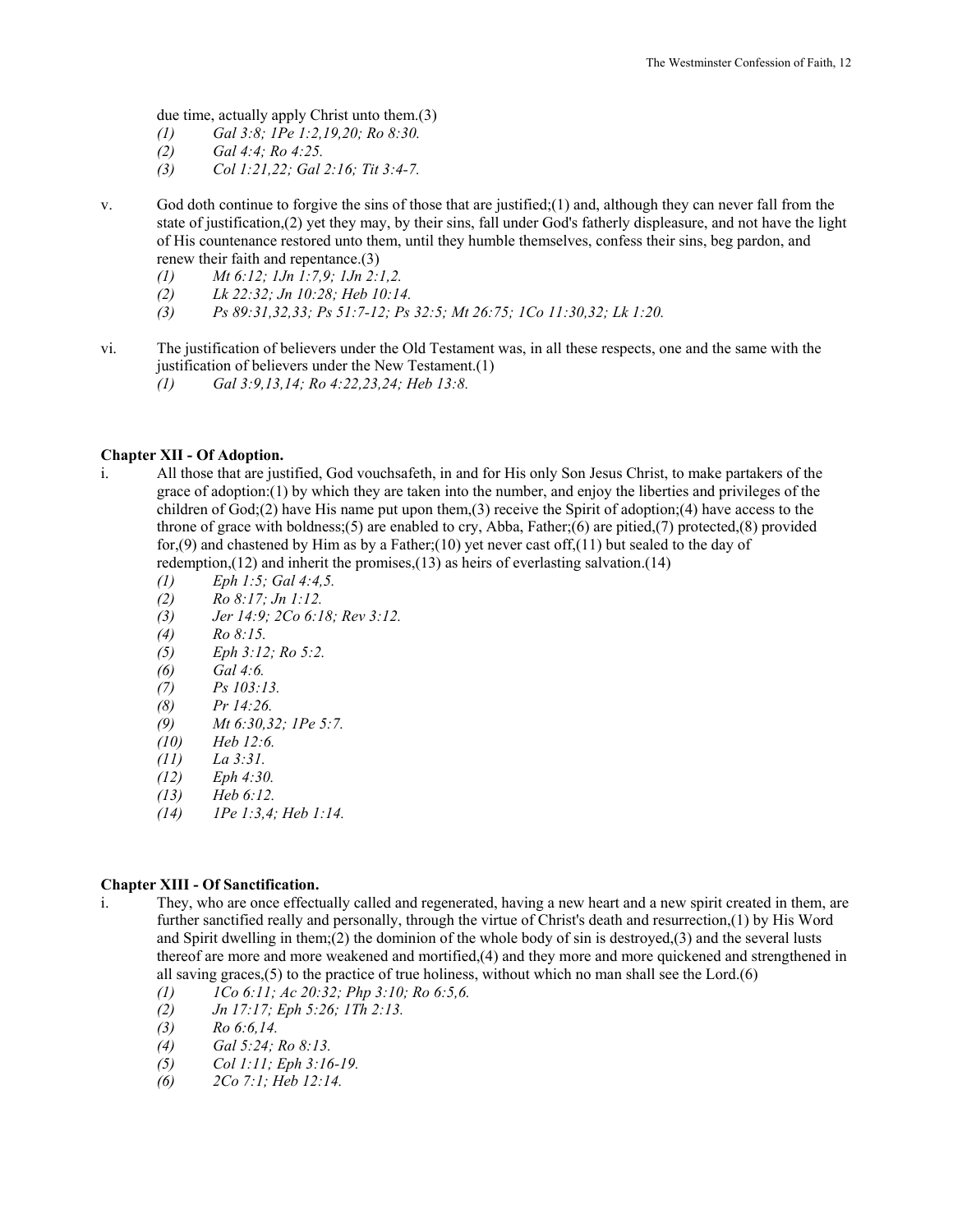due time, actually apply Christ unto them.(3)

- *(1) Gal 3:8; 1Pe 1:2,19,20; Ro 8:30.*
- *(2) Gal 4:4; Ro 4:25.*
- *(3) Col 1:21,22; Gal 2:16; Tit 3:4-7.*

v. God doth continue to forgive the sins of those that are justified;(1) and, although they can never fall from the state of justification,(2) yet they may, by their sins, fall under God's fatherly displeasure, and not have the light of His countenance restored unto them, until they humble themselves, confess their sins, beg pardon, and renew their faith and repentance.(3)

- *(1) Mt 6:12; 1Jn 1:7,9; 1Jn 2:1,2.*
- *(2) Lk 22:32; Jn 10:28; Heb 10:14.*
- *(3) Ps 89:31,32,33; Ps 51:7-12; Ps 32:5; Mt 26:75; 1Co 11:30,32; Lk 1:20.*

vi. The justification of believers under the Old Testament was, in all these respects, one and the same with the justification of believers under the New Testament.(1)

- *(1) Gal 3:9,13,14; Ro 4:22,23,24; Heb 13:8.*

**Chapter XII - Of Adoption.**

i. All those that are justified, God vouchsafeth, in and for His only Son Jesus Christ, to make partakers of the grace of adoption:(1) by which they are taken into the number, and enjoy the liberties and privileges of the children of God;(2) have His name put upon them,(3) receive the Spirit of adoption;(4) have access to the throne of grace with boldness;(5) are enabled to cry, Abba, Father;(6) are pitied,(7) protected,(8) provided for,(9) and chastened by Him as by a Father;(10) yet never cast off,(11) but sealed to the day of redemption,(12) and inherit the promises,(13) as heirs of everlasting salvation.(14)

- *(1) Eph 1:5; Gal 4:4,5.*
- *(2) Ro 8:17; Jn 1:12.*
- *(3) Jer 14:9; 2Co 6:18; Rev 3:12.*
- *(4) Ro 8:15.*
- *(5) Eph 3:12; Ro 5:2.*
- *(6) Gal 4:6.*
- *(7) Ps 103:13.*
- *(8) Pr 14:26.*
- *(9) Mt 6:30,32; 1Pe 5:7.*
- *(10) Heb 12:6.*
- *(11) La 3:31.*
- *(12) Eph 4:30.*
- *(13) Heb 6:12.*
- *(14) 1Pe 1:3,4; Heb 1:14.*

**Chapter XIII - Of Sanctification.**

i. They, who are once effectually called and regenerated, having a new heart and a new spirit created in them, are further sanctified really and personally, through the virtue of Christ's death and resurrection,(1) by His Word and Spirit dwelling in them;(2) the dominion of the whole body of sin is destroyed,(3) and the several lusts thereof are more and more weakened and mortified,(4) and they more and more quickened and strengthened in all saving graces,(5) to the practice of true holiness, without which no man shall see the Lord.(6)

- *(1) 1Co 6:11; Ac 20:32; Php 3:10; Ro 6:5,6.*
- *(2) Jn 17:17; Eph 5:26; 1Th 2:13.*
- *(3) Ro 6:6,14.*
- *(4) Gal 5:24; Ro 8:13.*
- *(5) Col 1:11; Eph 3:16-19.*
- *(6) 2Co 7:1; Heb 12:14.*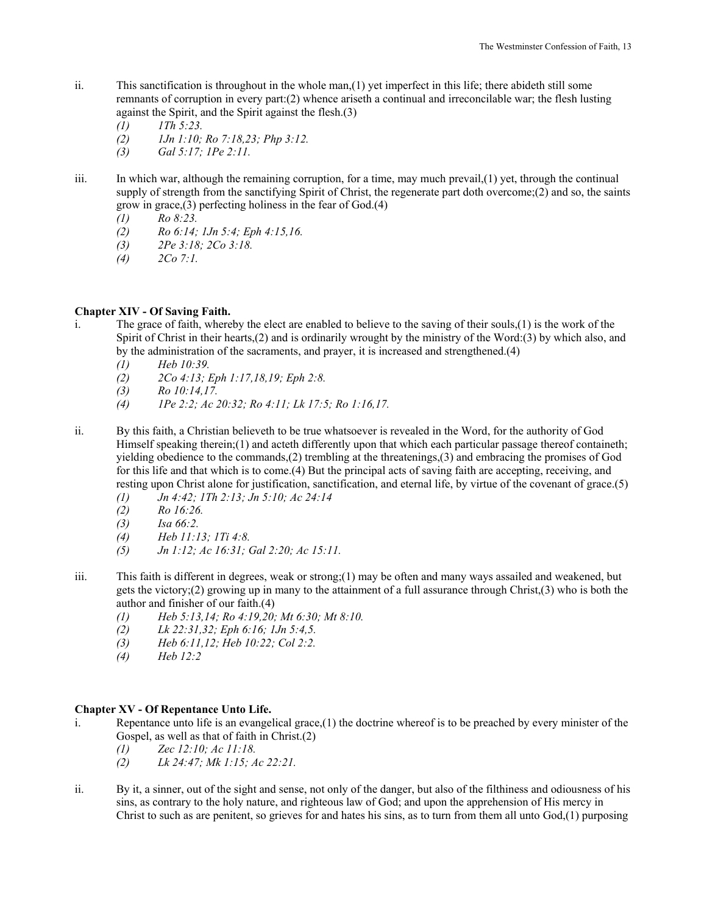ii. This sanctification is throughout in the whole man,(1) yet imperfect in this life; there abideth still some remnants of corruption in every part:(2) whence ariseth a continual and irreconcilable war; the flesh lusting against the Spirit, and the Spirit against the flesh.(3)

*(1) 1Th 5:23.*
*(2) 1Jn 1:10; Ro 7:18,23; Php 3:12.*
*(3) Gal 5:17; 1Pe 2:11.*

iii. In which war, although the remaining corruption, for a time, may much prevail,(1) yet, through the continual supply of strength from the sanctifying Spirit of Christ, the regenerate part doth overcome;(2) and so, the saints grow in grace,(3) perfecting holiness in the fear of God.(4)

*(1) Ro 8:23.*
*(2) Ro 6:14; 1Jn 5:4; Eph 4:15,16.*
*(3) 2Pe 3:18; 2Co 3:18.*
*(4) 2Co 7:1.*

**Chapter XIV - Of Saving Faith.**

i. The grace of faith, whereby the elect are enabled to believe to the saving of their souls,(1) is the work of the Spirit of Christ in their hearts,(2) and is ordinarily wrought by the ministry of the Word:(3) by which also, and by the administration of the sacraments, and prayer, it is increased and strengthened.(4)

*(1) Heb 10:39.*
*(2) 2Co 4:13; Eph 1:17,18,19; Eph 2:8.*
*(3) Ro 10:14,17.*
*(4) 1Pe 2:2; Ac 20:32; Ro 4:11; Lk 17:5; Ro 1:16,17.*

ii. By this faith, a Christian believeth to be true whatsoever is revealed in the Word, for the authority of God Himself speaking therein;(1) and acteth differently upon that which each particular passage thereof containeth; yielding obedience to the commands,(2) trembling at the threatenings,(3) and embracing the promises of God for this life and that which is to come.(4) But the principal acts of saving faith are accepting, receiving, and resting upon Christ alone for justification, sanctification, and eternal life, by virtue of the covenant of grace.(5)

*(1) Jn 4:42; 1Th 2:13; Jn 5:10; Ac 24:14*
*(2) Ro 16:26.*
*(3) Isa 66:2.*
*(4) Heb 11:13; 1Ti 4:8.*
*(5) Jn 1:12; Ac 16:31; Gal 2:20; Ac 15:11.*

iii. This faith is different in degrees, weak or strong;(1) may be often and many ways assailed and weakened, but gets the victory;(2) growing up in many to the attainment of a full assurance through Christ,(3) who is both the author and finisher of our faith.(4)

*(1) Heb 5:13,14; Ro 4:19,20; Mt 6:30; Mt 8:10.*
*(2) Lk 22:31,32; Eph 6:16; 1Jn 5:4,5.*
*(3) Heb 6:11,12; Heb 10:22; Col 2:2.*
*(4) Heb 12:2*

**Chapter XV - Of Repentance Unto Life.**

i. Repentance unto life is an evangelical grace,(1) the doctrine whereof is to be preached by every minister of the Gospel, as well as that of faith in Christ.(2)

*(1) Zec 12:10; Ac 11:18.*
*(2) Lk 24:47; Mk 1:15; Ac 22:21.*

ii. By it, a sinner, out of the sight and sense, not only of the danger, but also of the filthiness and odiousness of his sins, as contrary to the holy nature, and righteous law of God; and upon the apprehension of His mercy in Christ to such as are penitent, so grieves for and hates his sins, as to turn from them all unto God,(1) purposing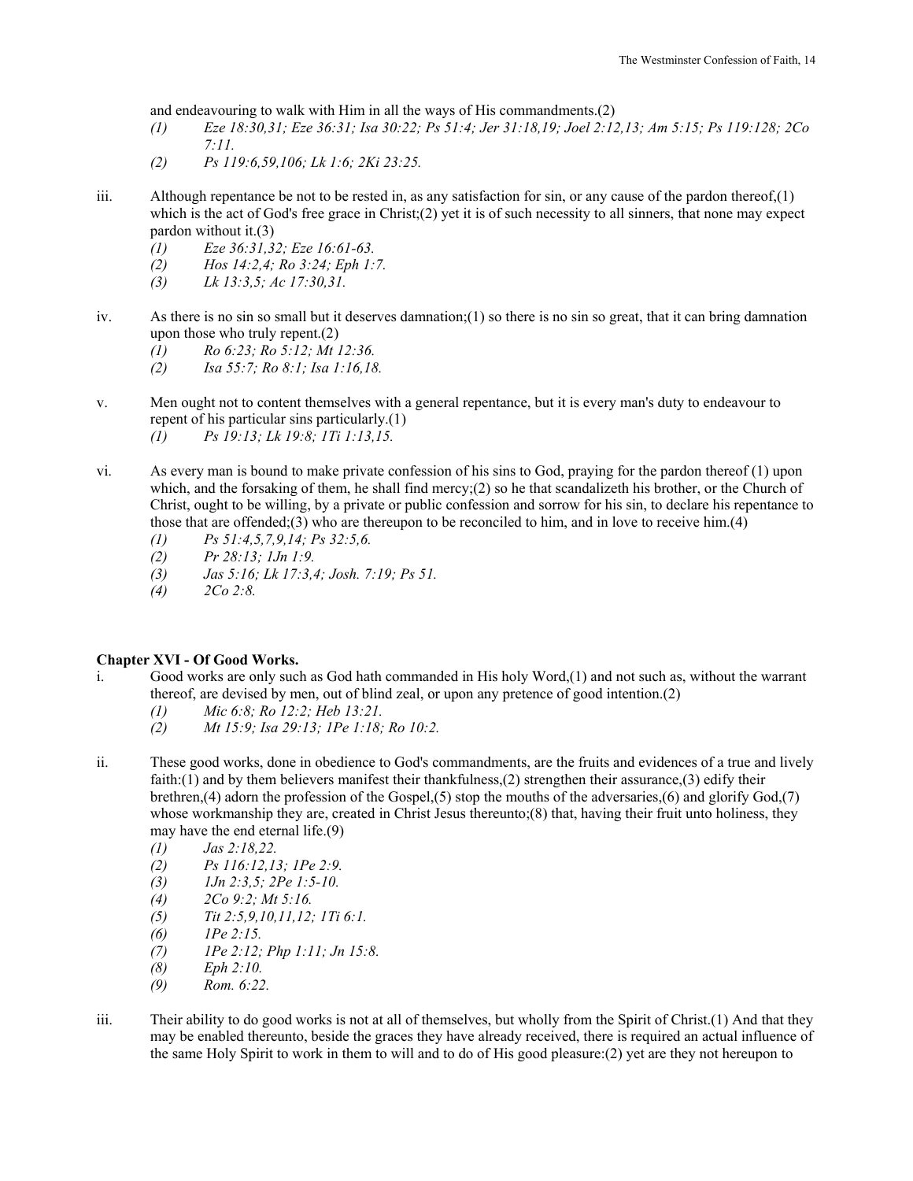and endeavouring to walk with Him in all the ways of His commandments.(2)

- *(1) Eze 18:30,31; Eze 36:31; Isa 30:22; Ps 51:4; Jer 31:18,19; Joel 2:12,13; Am 5:15; Ps 119:128; 2Co 7:11.*
- *(2) Ps 119:6,59,106; Lk 1:6; 2Ki 23:25.*

iii. Although repentance be not to be rested in, as any satisfaction for sin, or any cause of the pardon thereof,(1) which is the act of God's free grace in Christ;(2) yet it is of such necessity to all sinners, that none may expect pardon without it.(3)

- *(1) Eze 36:31,32; Eze 16:61-63.*
- *(2) Hos 14:2,4; Ro 3:24; Eph 1:7.*
- *(3) Lk 13:3,5; Ac 17:30,31.*

iv. As there is no sin so small but it deserves damnation;(1) so there is no sin so great, that it can bring damnation upon those who truly repent.(2)

- *(1) Ro 6:23; Ro 5:12; Mt 12:36.*
- *(2) Isa 55:7; Ro 8:1; Isa 1:16,18.*

v. Men ought not to content themselves with a general repentance, but it is every man's duty to endeavour to repent of his particular sins particularly.(1)

- *(1) Ps 19:13; Lk 19:8; 1Ti 1:13,15.*

vi. As every man is bound to make private confession of his sins to God, praying for the pardon thereof (1) upon which, and the forsaking of them, he shall find mercy;(2) so he that scandalizeth his brother, or the Church of Christ, ought to be willing, by a private or public confession and sorrow for his sin, to declare his repentance to those that are offended;(3) who are thereupon to be reconciled to him, and in love to receive him.(4)

- *(1) Ps 51:4,5,7,9,14; Ps 32:5,6.*
- *(2) Pr 28:13; 1Jn 1:9.*
- *(3) Jas 5:16; Lk 17:3,4; Josh. 7:19; Ps 51.*
- *(4) 2Co 2:8.*

### Chapter XVI - Of Good Works.

i. Good works are only such as God hath commanded in His holy Word,(1) and not such as, without the warrant thereof, are devised by men, out of blind zeal, or upon any pretence of good intention.(2)

- *(1) Mic 6:8; Ro 12:2; Heb 13:21.*
- *(2) Mt 15:9; Isa 29:13; 1Pe 1:18; Ro 10:2.*

ii. These good works, done in obedience to God's commandments, are the fruits and evidences of a true and lively faith:(1) and by them believers manifest their thankfulness,(2) strengthen their assurance,(3) edify their brethren,(4) adorn the profession of the Gospel,(5) stop the mouths of the adversaries,(6) and glorify God,(7) whose workmanship they are, created in Christ Jesus thereunto;(8) that, having their fruit unto holiness, they may have the end eternal life.(9)

- *(1) Jas 2:18,22.*
- *(2) Ps 116:12,13; 1Pe 2:9.*
- *(3) 1Jn 2:3,5; 2Pe 1:5-10.*
- *(4) 2Co 9:2; Mt 5:16.*
- *(5) Tit 2:5,9,10,11,12; 1Ti 6:1.*
- *(6) 1Pe 2:15.*
- *(7) 1Pe 2:12; Php 1:11; Jn 15:8.*
- *(8) Eph 2:10.*
- *(9) Rom. 6:22.*

iii. Their ability to do good works is not at all of themselves, but wholly from the Spirit of Christ.(1) And that they may be enabled thereunto, beside the graces they have already received, there is required an actual influence of the same Holy Spirit to work in them to will and to do of His good pleasure:(2) yet are they not hereupon to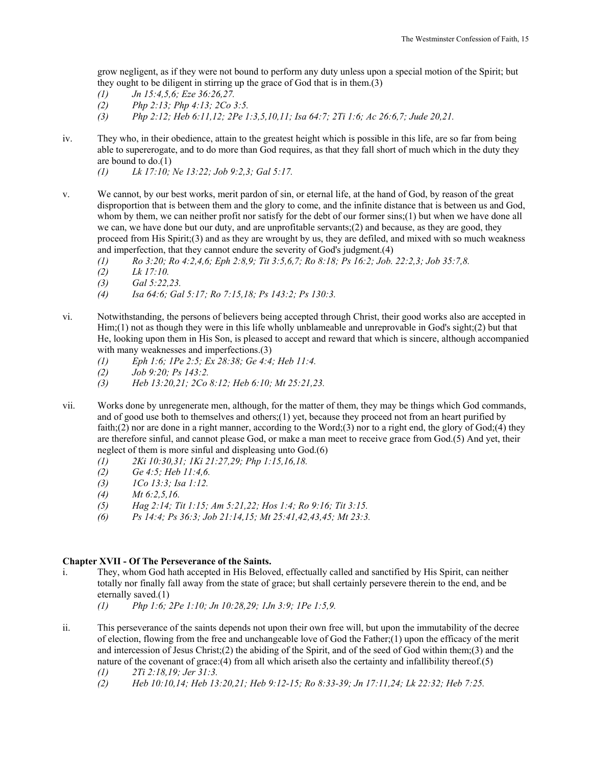grow negligent, as if they were not bound to perform any duty unless upon a special motion of the Spirit; but they ought to be diligent in stirring up the grace of God that is in them.(3)

*(1) Jn 15:4,5,6; Eze 36:26,27.*
*(2) Php 2:13; Php 4:13; 2Co 3:5.*
*(3) Php 2:12; Heb 6:11,12; 2Pe 1:3,5,10,11; Isa 64:7; 2Ti 1:6; Ac 26:6,7; Jude 20,21.*

iv. They who, in their obedience, attain to the greatest height which is possible in this life, are so far from being able to supererogate, and to do more than God requires, as that they fall short of much which in the duty they are bound to do.(1)

*(1) Lk 17:10; Ne 13:22; Job 9:2,3; Gal 5:17.*

v. We cannot, by our best works, merit pardon of sin, or eternal life, at the hand of God, by reason of the great disproportion that is between them and the glory to come, and the infinite distance that is between us and God, whom by them, we can neither profit nor satisfy for the debt of our former sins;(1) but when we have done all we can, we have done but our duty, and are unprofitable servants;(2) and because, as they are good, they proceed from His Spirit;(3) and as they are wrought by us, they are defiled, and mixed with so much weakness and imperfection, that they cannot endure the severity of God's judgment.(4)

*(1) Ro 3:20; Ro 4:2,4,6; Eph 2:8,9; Tit 3:5,6,7; Ro 8:18; Ps 16:2; Job. 22:2,3; Job 35:7,8.*
*(2) Lk 17:10.*
*(3) Gal 5:22,23.*
*(4) Isa 64:6; Gal 5:17; Ro 7:15,18; Ps 143:2; Ps 130:3.*

vi. Notwithstanding, the persons of believers being accepted through Christ, their good works also are accepted in Him;(1) not as though they were in this life wholly unblameable and unreprovable in God's sight;(2) but that He, looking upon them in His Son, is pleased to accept and reward that which is sincere, although accompanied with many weaknesses and imperfections.(3)

*(1) Eph 1:6; 1Pe 2:5; Ex 28:38; Ge 4:4; Heb 11:4.*
*(2) Job 9:20; Ps 143:2.*
*(3) Heb 13:20,21; 2Co 8:12; Heb 6:10; Mt 25:21,23.*

vii. Works done by unregenerate men, although, for the matter of them, they may be things which God commands, and of good use both to themselves and others;(1) yet, because they proceed not from an heart purified by faith;(2) nor are done in a right manner, according to the Word;(3) nor to a right end, the glory of God;(4) they are therefore sinful, and cannot please God, or make a man meet to receive grace from God.(5) And yet, their neglect of them is more sinful and displeasing unto God.(6)

*(1) 2Ki 10:30,31; 1Ki 21:27,29; Php 1:15,16,18.*
*(2) Ge 4:5; Heb 11:4,6.*
*(3) 1Co 13:3; Isa 1:12.*
*(4) Mt 6:2,5,16.*
*(5) Hag 2:14; Tit 1:15; Am 5:21,22; Hos 1:4; Ro 9:16; Tit 3:15.*
*(6) Ps 14:4; Ps 36:3; Job 21:14,15; Mt 25:41,42,43,45; Mt 23:3.*

## Chapter XVII - Of The Perseverance of the Saints.

i. They, whom God hath accepted in His Beloved, effectually called and sanctified by His Spirit, can neither totally nor finally fall away from the state of grace; but shall certainly persevere therein to the end, and be eternally saved.(1)

*(1) Php 1:6; 2Pe 1:10; Jn 10:28,29; 1Jn 3:9; 1Pe 1:5,9.*

ii. This perseverance of the saints depends not upon their own free will, but upon the immutability of the decree of election, flowing from the free and unchangeable love of God the Father;(1) upon the efficacy of the merit and intercession of Jesus Christ;(2) the abiding of the Spirit, and of the seed of God within them;(3) and the nature of the covenant of grace:(4) from all which ariseth also the certainty and infallibility thereof.(5)

*(1) 2Ti 2:18,19; Jer 31:3.*
*(2) Heb 10:10,14; Heb 13:20,21; Heb 9:12-15; Ro 8:33-39; Jn 17:11,24; Lk 22:32; Heb 7:25.*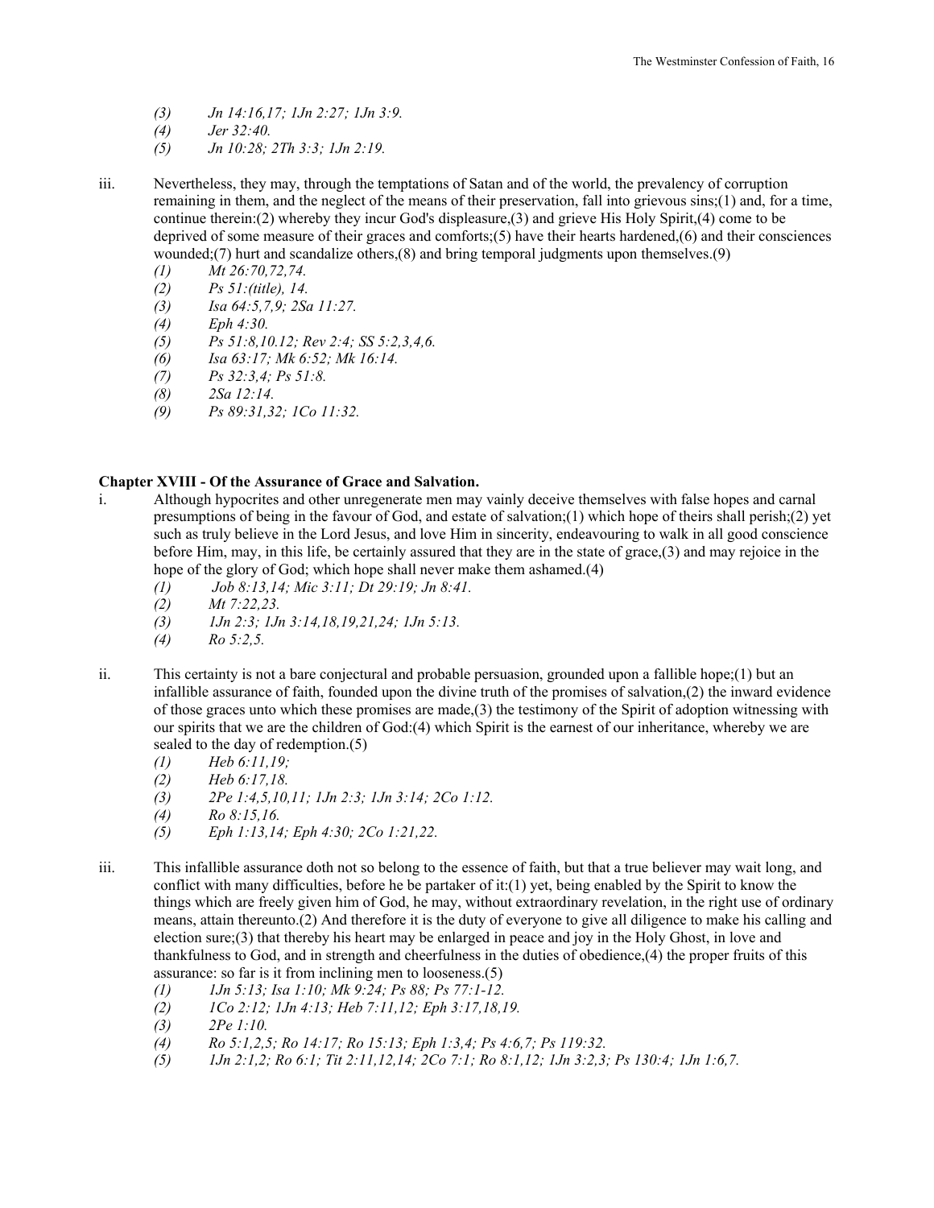*(3) Jn 14:16,17; 1Jn 2:27; 1Jn 3:9.*
*(4) Jer 32:40.*
*(5) Jn 10:28; 2Th 3:3; 1Jn 2:19.*

iii. Nevertheless, they may, through the temptations of Satan and of the world, the prevalency of corruption remaining in them, and the neglect of the means of their preservation, fall into grievous sins;(1) and, for a time, continue therein:(2) whereby they incur God's displeasure,(3) and grieve His Holy Spirit,(4) come to be deprived of some measure of their graces and comforts;(5) have their hearts hardened,(6) and their consciences wounded;(7) hurt and scandalize others,(8) and bring temporal judgments upon themselves.(9)

*(1) Mt 26:70,72,74.*
*(2) Ps 51:(title), 14.*
*(3) Isa 64:5,7,9; 2Sa 11:27.*
*(4) Eph 4:30.*
*(5) Ps 51:8,10.12; Rev 2:4; SS 5:2,3,4,6.*
*(6) Isa 63:17; Mk 6:52; Mk 16:14.*
*(7) Ps 32:3,4; Ps 51:8.*
*(8) 2Sa 12:14.*
*(9) Ps 89:31,32; 1Co 11:32.*

## Chapter XVIII - Of the Assurance of Grace and Salvation.

i. Although hypocrites and other unregenerate men may vainly deceive themselves with false hopes and carnal presumptions of being in the favour of God, and estate of salvation;(1) which hope of theirs shall perish;(2) yet such as truly believe in the Lord Jesus, and love Him in sincerity, endeavouring to walk in all good conscience before Him, may, in this life, be certainly assured that they are in the state of grace,(3) and may rejoice in the hope of the glory of God; which hope shall never make them ashamed.(4)

*(1) Job 8:13,14; Mic 3:11; Dt 29:19; Jn 8:41.*
*(2) Mt 7:22,23.*
*(3) 1Jn 2:3; 1Jn 3:14,18,19,21,24; 1Jn 5:13.*
*(4) Ro 5:2,5.*

ii. This certainty is not a bare conjectural and probable persuasion, grounded upon a fallible hope;(1) but an infallible assurance of faith, founded upon the divine truth of the promises of salvation,(2) the inward evidence of those graces unto which these promises are made,(3) the testimony of the Spirit of adoption witnessing with our spirits that we are the children of God:(4) which Spirit is the earnest of our inheritance, whereby we are sealed to the day of redemption.(5)

*(1) Heb 6:11,19;*
*(2) Heb 6:17,18.*
*(3) 2Pe 1:4,5,10,11; 1Jn 2:3; 1Jn 3:14; 2Co 1:12.*
*(4) Ro 8:15,16.*
*(5) Eph 1:13,14; Eph 4:30; 2Co 1:21,22.*

iii. This infallible assurance doth not so belong to the essence of faith, but that a true believer may wait long, and conflict with many difficulties, before he be partaker of it:(1) yet, being enabled by the Spirit to know the things which are freely given him of God, he may, without extraordinary revelation, in the right use of ordinary means, attain thereunto.(2) And therefore it is the duty of everyone to give all diligence to make his calling and election sure;(3) that thereby his heart may be enlarged in peace and joy in the Holy Ghost, in love and thankfulness to God, and in strength and cheerfulness in the duties of obedience,(4) the proper fruits of this assurance: so far is it from inclining men to looseness.(5)

*(1) 1Jn 5:13; Isa 1:10; Mk 9:24; Ps 88; Ps 77:1-12.*
*(2) 1Co 2:12; 1Jn 4:13; Heb 7:11,12; Eph 3:17,18,19.*
*(3) 2Pe 1:10.*
*(4) Ro 5:1,2,5; Ro 14:17; Ro 15:13; Eph 1:3,4; Ps 4:6,7; Ps 119:32.*
*(5) 1Jn 2:1,2; Ro 6:1; Tit 2:11,12,14; 2Co 7:1; Ro 8:1,12; 1Jn 3:2,3; Ps 130:4; 1Jn 1:6,7.*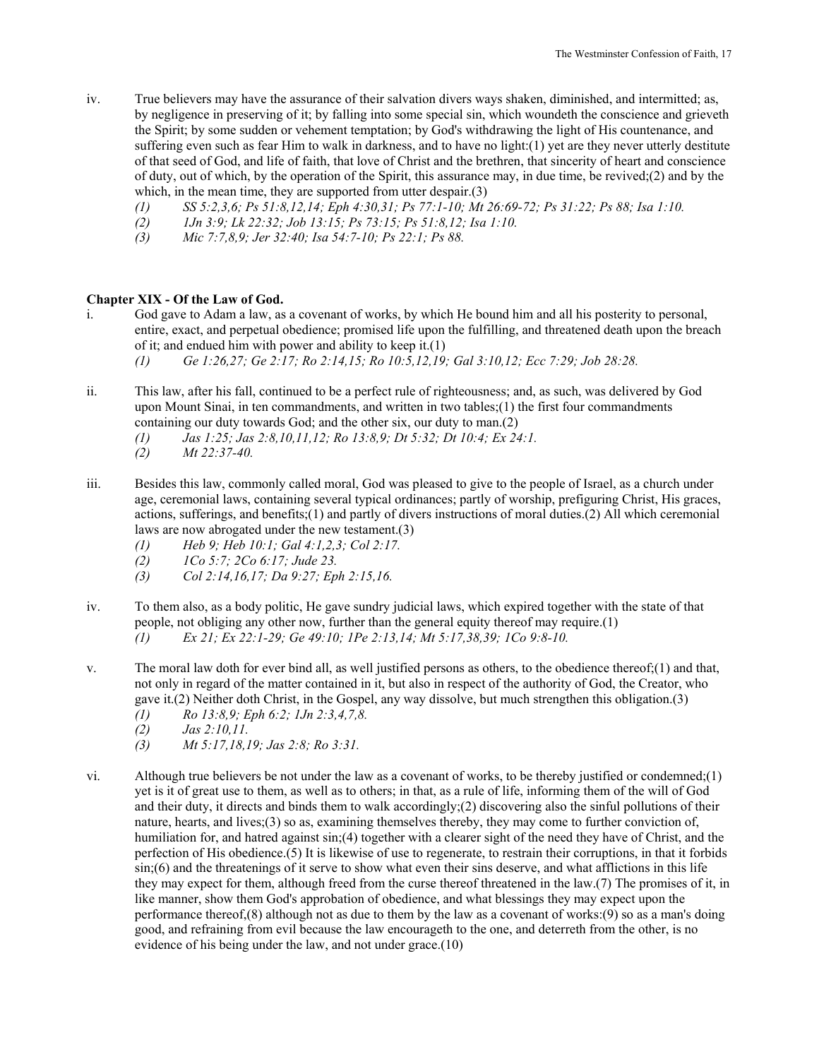iv. True believers may have the assurance of their salvation divers ways shaken, diminished, and intermitted; as, by negligence in preserving of it; by falling into some special sin, which woundeth the conscience and grieveth the Spirit; by some sudden or vehement temptation; by God's withdrawing the light of His countenance, and suffering even such as fear Him to walk in darkness, and to have no light:(1) yet are they never utterly destitute of that seed of God, and life of faith, that love of Christ and the brethren, that sincerity of heart and conscience of duty, out of which, by the operation of the Spirit, this assurance may, in due time, be revived;(2) and by the which, in the mean time, they are supported from utter despair.(3)

*(1) SS 5:2,3,6; Ps 51:8,12,14; Eph 4:30,31; Ps 77:1-10; Mt 26:69-72; Ps 31:22; Ps 88; Isa 1:10.*
*(2) 1Jn 3:9; Lk 22:32; Job 13:15; Ps 73:15; Ps 51:8,12; Isa 1:10.*
*(3) Mic 7:7,8,9; Jer 32:40; Isa 54:7-10; Ps 22:1; Ps 88.*

**Chapter XIX - Of the Law of God.**

i. God gave to Adam a law, as a covenant of works, by which He bound him and all his posterity to personal, entire, exact, and perpetual obedience; promised life upon the fulfilling, and threatened death upon the breach of it; and endued him with power and ability to keep it.(1)

*(1) Ge 1:26,27; Ge 2:17; Ro 2:14,15; Ro 10:5,12,19; Gal 3:10,12; Ecc 7:29; Job 28:28.*

ii. This law, after his fall, continued to be a perfect rule of righteousness; and, as such, was delivered by God upon Mount Sinai, in ten commandments, and written in two tables;(1) the first four commandments containing our duty towards God; and the other six, our duty to man.(2)

*(1) Jas 1:25; Jas 2:8,10,11,12; Ro 13:8,9; Dt 5:32; Dt 10:4; Ex 24:1.*
*(2) Mt 22:37-40.*

iii. Besides this law, commonly called moral, God was pleased to give to the people of Israel, as a church under age, ceremonial laws, containing several typical ordinances; partly of worship, prefiguring Christ, His graces, actions, sufferings, and benefits;(1) and partly of divers instructions of moral duties.(2) All which ceremonial laws are now abrogated under the new testament.(3)

*(1) Heb 9; Heb 10:1; Gal 4:1,2,3; Col 2:17.*
*(2) 1Co 5:7; 2Co 6:17; Jude 23.*
*(3) Col 2:14,16,17; Da 9:27; Eph 2:15,16.*

iv. To them also, as a body politic, He gave sundry judicial laws, which expired together with the state of that people, not obliging any other now, further than the general equity thereof may require.(1)

*(1) Ex 21; Ex 22:1-29; Ge 49:10; 1Pe 2:13,14; Mt 5:17,38,39; 1Co 9:8-10.*

v. The moral law doth for ever bind all, as well justified persons as others, to the obedience thereof;(1) and that, not only in regard of the matter contained in it, but also in respect of the authority of God, the Creator, who gave it.(2) Neither doth Christ, in the Gospel, any way dissolve, but much strengthen this obligation.(3)

*(1) Ro 13:8,9; Eph 6:2; 1Jn 2:3,4,7,8.*
*(2) Jas 2:10,11.*
*(3) Mt 5:17,18,19; Jas 2:8; Ro 3:31.*

vi. Although true believers be not under the law as a covenant of works, to be thereby justified or condemned;(1) yet is it of great use to them, as well as to others; in that, as a rule of life, informing them of the will of God and their duty, it directs and binds them to walk accordingly;(2) discovering also the sinful pollutions of their nature, hearts, and lives;(3) so as, examining themselves thereby, they may come to further conviction of, humiliation for, and hatred against sin;(4) together with a clearer sight of the need they have of Christ, and the perfection of His obedience.(5) It is likewise of use to regenerate, to restrain their corruptions, in that it forbids sin;(6) and the threatenings of it serve to show what even their sins deserve, and what afflictions in this life they may expect for them, although freed from the curse thereof threatened in the law.(7) The promises of it, in like manner, show them God's approbation of obedience, and what blessings they may expect upon the performance thereof,(8) although not as due to them by the law as a covenant of works:(9) so as a man's doing good, and refraining from evil because the law encourageth to the one, and deterreth from the other, is no evidence of his being under the law, and not under grace.(10)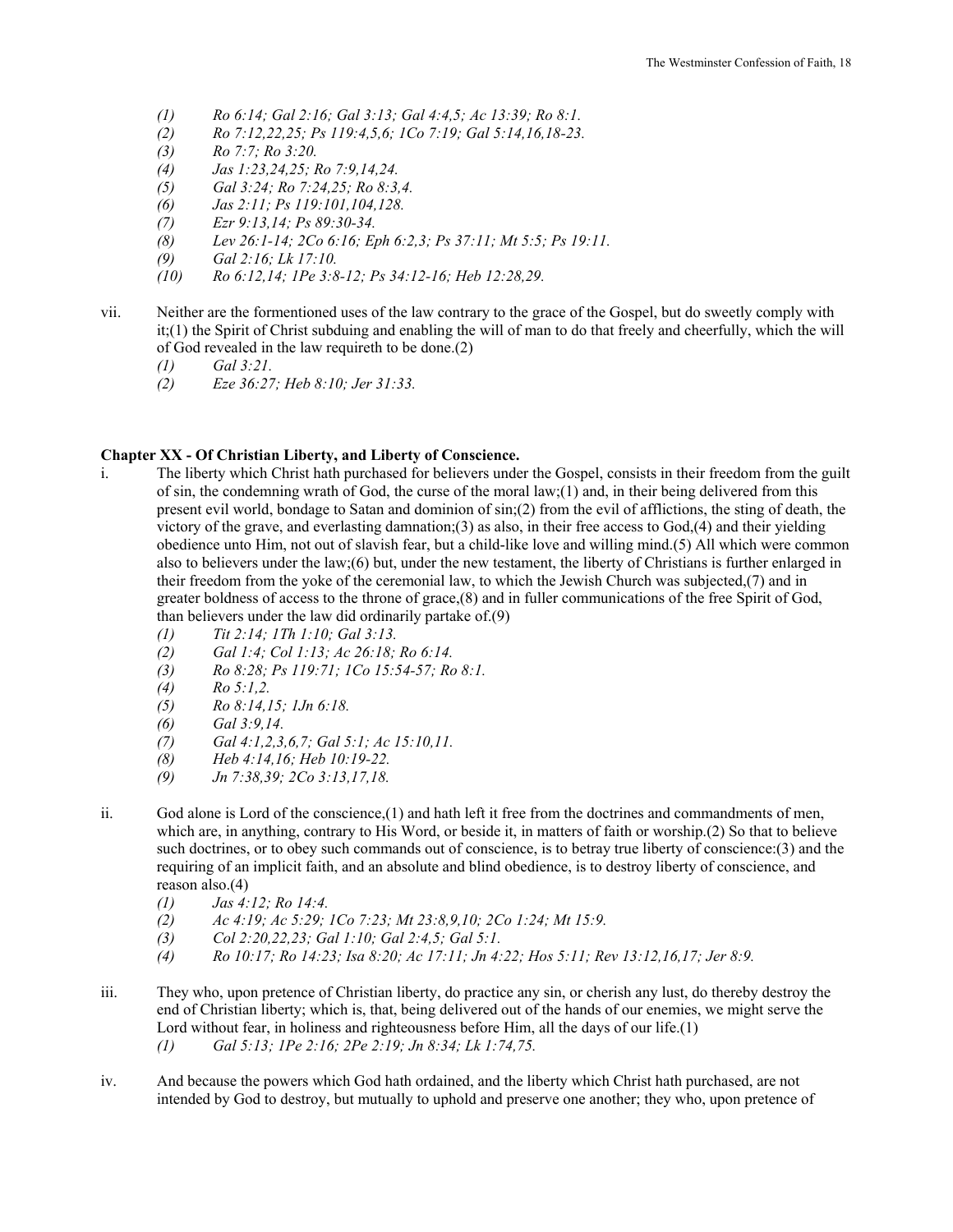- *(1) Ro 6:14; Gal 2:16; Gal 3:13; Gal 4:4,5; Ac 13:39; Ro 8:1.*
- *(2) Ro 7:12,22,25; Ps 119:4,5,6; 1Co 7:19; Gal 5:14,16,18-23.*
- *(3) Ro 7:7; Ro 3:20.*
- *(4) Jas 1:23,24,25; Ro 7:9,14,24.*
- *(5) Gal 3:24; Ro 7:24,25; Ro 8:3,4.*
- *(6) Jas 2:11; Ps 119:101,104,128.*
- *(7) Ezr 9:13,14; Ps 89:30-34.*
- *(8) Lev 26:1-14; 2Co 6:16; Eph 6:2,3; Ps 37:11; Mt 5:5; Ps 19:11.*
- *(9) Gal 2:16; Lk 17:10.*
- *(10) Ro 6:12,14; 1Pe 3:8-12; Ps 34:12-16; Heb 12:28,29.*

vii. Neither are the formentioned uses of the law contrary to the grace of the Gospel, but do sweetly comply with it;(1) the Spirit of Christ subduing and enabling the will of man to do that freely and cheerfully, which the will of God revealed in the law requireth to be done.(2)

- *(1) Gal 3:21.*
- *(2) Eze 36:27; Heb 8:10; Jer 31:33.*

**Chapter XX - Of Christian Liberty, and Liberty of Conscience.**

i. The liberty which Christ hath purchased for believers under the Gospel, consists in their freedom from the guilt of sin, the condemning wrath of God, the curse of the moral law;(1) and, in their being delivered from this present evil world, bondage to Satan and dominion of sin;(2) from the evil of afflictions, the sting of death, the victory of the grave, and everlasting damnation;(3) as also, in their free access to God,(4) and their yielding obedience unto Him, not out of slavish fear, but a child-like love and willing mind.(5) All which were common also to believers under the law;(6) but, under the new testament, the liberty of Christians is further enlarged in their freedom from the yoke of the ceremonial law, to which the Jewish Church was subjected,(7) and in greater boldness of access to the throne of grace,(8) and in fuller communications of the free Spirit of God, than believers under the law did ordinarily partake of.(9)

- *(1) Tit 2:14; 1Th 1:10; Gal 3:13.*
- *(2) Gal 1:4; Col 1:13; Ac 26:18; Ro 6:14.*
- *(3) Ro 8:28; Ps 119:71; 1Co 15:54-57; Ro 8:1.*
- *(4) Ro 5:1,2.*
- *(5) Ro 8:14,15; 1Jn 6:18.*
- *(6) Gal 3:9,14.*
- *(7) Gal 4:1,2,3,6,7; Gal 5:1; Ac 15:10,11.*
- *(8) Heb 4:14,16; Heb 10:19-22.*
- *(9) Jn 7:38,39; 2Co 3:13,17,18.*

ii. God alone is Lord of the conscience,(1) and hath left it free from the doctrines and commandments of men, which are, in anything, contrary to His Word, or beside it, in matters of faith or worship.(2) So that to believe such doctrines, or to obey such commands out of conscience, is to betray true liberty of conscience:(3) and the requiring of an implicit faith, and an absolute and blind obedience, is to destroy liberty of conscience, and reason also.(4)

- *(1) Jas 4:12; Ro 14:4.*
- *(2) Ac 4:19; Ac 5:29; 1Co 7:23; Mt 23:8,9,10; 2Co 1:24; Mt 15:9.*
- *(3) Col 2:20,22,23; Gal 1:10; Gal 2:4,5; Gal 5:1.*
- *(4) Ro 10:17; Ro 14:23; Isa 8:20; Ac 17:11; Jn 4:22; Hos 5:11; Rev 13:12,16,17; Jer 8:9.*

iii. They who, upon pretence of Christian liberty, do practice any sin, or cherish any lust, do thereby destroy the end of Christian liberty; which is, that, being delivered out of the hands of our enemies, we might serve the Lord without fear, in holiness and righteousness before Him, all the days of our life.(1)

- *(1) Gal 5:13; 1Pe 2:16; 2Pe 2:19; Jn 8:34; Lk 1:74,75.*

iv. And because the powers which God hath ordained, and the liberty which Christ hath purchased, are not intended by God to destroy, but mutually to uphold and preserve one another; they who, upon pretence of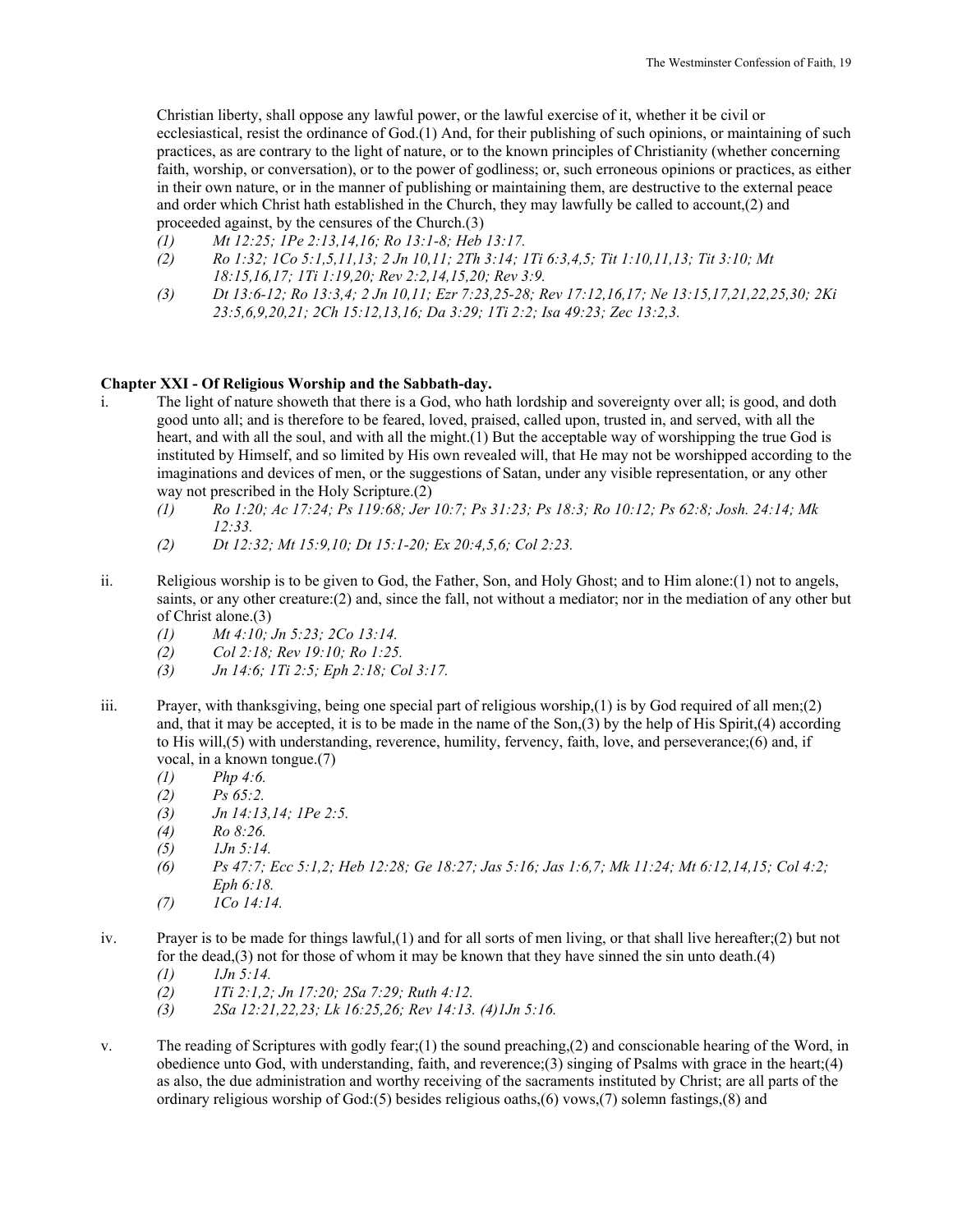Christian liberty, shall oppose any lawful power, or the lawful exercise of it, whether it be civil or ecclesiastical, resist the ordinance of God.(1) And, for their publishing of such opinions, or maintaining of such practices, as are contrary to the light of nature, or to the known principles of Christianity (whether concerning faith, worship, or conversation), or to the power of godliness; or, such erroneous opinions or practices, as either in their own nature, or in the manner of publishing or maintaining them, are destructive to the external peace and order which Christ hath established in the Church, they may lawfully be called to account,(2) and proceeded against, by the censures of the Church.(3)

- *(1) Mt 12:25; 1Pe 2:13,14,16; Ro 13:1-8; Heb 13:17.*
- *(2) Ro 1:32; 1Co 5:1,5,11,13; 2 Jn 10,11; 2Th 3:14; 1Ti 6:3,4,5; Tit 1:10,11,13; Tit 3:10; Mt 18:15,16,17; 1Ti 1:19,20; Rev 2:2,14,15,20; Rev 3:9.*
- *(3) Dt 13:6-12; Ro 13:3,4; 2 Jn 10,11; Ezr 7:23,25-28; Rev 17:12,16,17; Ne 13:15,17,21,22,25,30; 2Ki 23:5,6,9,20,21; 2Ch 15:12,13,16; Da 3:29; 1Ti 2:2; Isa 49:23; Zec 13:2,3.*

## Chapter XXI - Of Religious Worship and the Sabbath-day.

i. The light of nature showeth that there is a God, who hath lordship and sovereignty over all; is good, and doth good unto all; and is therefore to be feared, loved, praised, called upon, trusted in, and served, with all the heart, and with all the soul, and with all the might.(1) But the acceptable way of worshipping the true God is instituted by Himself, and so limited by His own revealed will, that He may not be worshipped according to the imaginations and devices of men, or the suggestions of Satan, under any visible representation, or any other way not prescribed in the Holy Scripture.(2)

- *(1) Ro 1:20; Ac 17:24; Ps 119:68; Jer 10:7; Ps 31:23; Ps 18:3; Ro 10:12; Ps 62:8; Josh. 24:14; Mk 12:33.*
- *(2) Dt 12:32; Mt 15:9,10; Dt 15:1-20; Ex 20:4,5,6; Col 2:23.*

ii. Religious worship is to be given to God, the Father, Son, and Holy Ghost; and to Him alone:(1) not to angels, saints, or any other creature:(2) and, since the fall, not without a mediator; nor in the mediation of any other but of Christ alone.(3)

- *(1) Mt 4:10; Jn 5:23; 2Co 13:14.*
- *(2) Col 2:18; Rev 19:10; Ro 1:25.*
- *(3) Jn 14:6; 1Ti 2:5; Eph 2:18; Col 3:17.*

iii. Prayer, with thanksgiving, being one special part of religious worship,(1) is by God required of all men;(2) and, that it may be accepted, it is to be made in the name of the Son,(3) by the help of His Spirit,(4) according to His will,(5) with understanding, reverence, humility, fervency, faith, love, and perseverance;(6) and, if vocal, in a known tongue.(7)

- *(1) Php 4:6.*
- *(2) Ps 65:2.*
- *(3) Jn 14:13,14; 1Pe 2:5.*
- *(4) Ro 8:26.*
- *(5) 1Jn 5:14.*
- *(6) Ps 47:7; Ecc 5:1,2; Heb 12:28; Ge 18:27; Jas 5:16; Jas 1:6,7; Mk 11:24; Mt 6:12,14,15; Col 4:2; Eph 6:18.*
- *(7) 1Co 14:14.*

iv. Prayer is to be made for things lawful,(1) and for all sorts of men living, or that shall live hereafter;(2) but not for the dead,(3) not for those of whom it may be known that they have sinned the sin unto death.(4)

- *(1) 1Jn 5:14.*
- *(2) 1Ti 2:1,2; Jn 17:20; 2Sa 7:29; Ruth 4:12.*
- *(3) 2Sa 12:21,22,23; Lk 16:25,26; Rev 14:13. (4)1Jn 5:16.*

v. The reading of Scriptures with godly fear;(1) the sound preaching,(2) and conscionable hearing of the Word, in obedience unto God, with understanding, faith, and reverence;(3) singing of Psalms with grace in the heart;(4) as also, the due administration and worthy receiving of the sacraments instituted by Christ; are all parts of the ordinary religious worship of God:(5) besides religious oaths,(6) vows,(7) solemn fastings,(8) and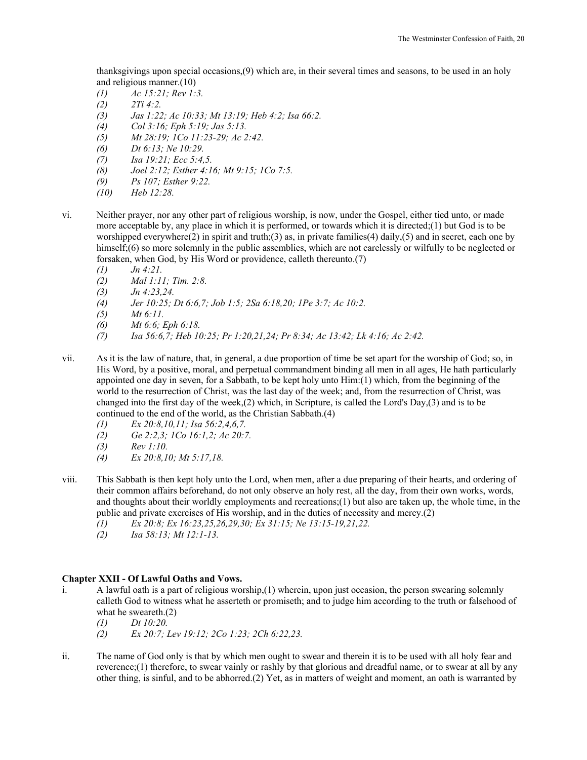thanksgivings upon special occasions,(9) which are, in their several times and seasons, to be used in an holy and religious manner.(10)

- *(1) Ac 15:21; Rev 1:3.*
- *(2) 2Ti 4:2.*
- *(3) Jas 1:22; Ac 10:33; Mt 13:19; Heb 4:2; Isa 66:2.*
- *(4) Col 3:16; Eph 5:19; Jas 5:13.*
- *(5) Mt 28:19; 1Co 11:23-29; Ac 2:42.*
- *(6) Dt 6:13; Ne 10:29.*
- *(7) Isa 19:21; Ecc 5:4,5.*
- *(8) Joel 2:12; Esther 4:16; Mt 9:15; 1Co 7:5.*
- *(9) Ps 107; Esther 9:22.*
- *(10) Heb 12:28.*

vi. Neither prayer, nor any other part of religious worship, is now, under the Gospel, either tied unto, or made more acceptable by, any place in which it is performed, or towards which it is directed;(1) but God is to be worshipped everywhere(2) in spirit and truth;(3) as, in private families(4) daily,(5) and in secret, each one by himself;(6) so more solemnly in the public assemblies, which are not carelessly or wilfully to be neglected or forsaken, when God, by His Word or providence, calleth thereunto.(7)

- *(1) Jn 4:21.*
- *(2) Mal 1:11; Tim. 2:8.*
- *(3) Jn 4:23,24.*
- *(4) Jer 10:25; Dt 6:6,7; Job 1:5; 2Sa 6:18,20; 1Pe 3:7; Ac 10:2.*
- *(5) Mt 6:11.*
- *(6) Mt 6:6; Eph 6:18.*
- *(7) Isa 56:6,7; Heb 10:25; Pr 1:20,21,24; Pr 8:34; Ac 13:42; Lk 4:16; Ac 2:42.*

vii. As it is the law of nature, that, in general, a due proportion of time be set apart for the worship of God; so, in His Word, by a positive, moral, and perpetual commandment binding all men in all ages, He hath particularly appointed one day in seven, for a Sabbath, to be kept holy unto Him:(1) which, from the beginning of the world to the resurrection of Christ, was the last day of the week; and, from the resurrection of Christ, was changed into the first day of the week,(2) which, in Scripture, is called the Lord's Day,(3) and is to be continued to the end of the world, as the Christian Sabbath.(4)

- *(1) Ex 20:8,10,11; Isa 56:2,4,6,7.*
- *(2) Ge 2:2,3; 1Co 16:1,2; Ac 20:7.*
- *(3) Rev 1:10.*
- *(4) Ex 20:8,10; Mt 5:17,18.*

viii. This Sabbath is then kept holy unto the Lord, when men, after a due preparing of their hearts, and ordering of their common affairs beforehand, do not only observe an holy rest, all the day, from their own works, words, and thoughts about their worldly employments and recreations;(1) but also are taken up, the whole time, in the public and private exercises of His worship, and in the duties of necessity and mercy.(2)

- *(1) Ex 20:8; Ex 16:23,25,26,29,30; Ex 31:15; Ne 13:15-19,21,22.*
- *(2) Isa 58:13; Mt 12:1-13.*

**Chapter XXII - Of Lawful Oaths and Vows.**

i. A lawful oath is a part of religious worship,(1) wherein, upon just occasion, the person swearing solemnly calleth God to witness what he asserteth or promiseth; and to judge him according to the truth or falsehood of what he sweareth.(2)

- *(1) Dt 10:20.*
- *(2) Ex 20:7; Lev 19:12; 2Co 1:23; 2Ch 6:22,23.*

ii. The name of God only is that by which men ought to swear and therein it is to be used with all holy fear and reverence;(1) therefore, to swear vainly or rashly by that glorious and dreadful name, or to swear at all by any other thing, is sinful, and to be abhorred.(2) Yet, as in matters of weight and moment, an oath is warranted by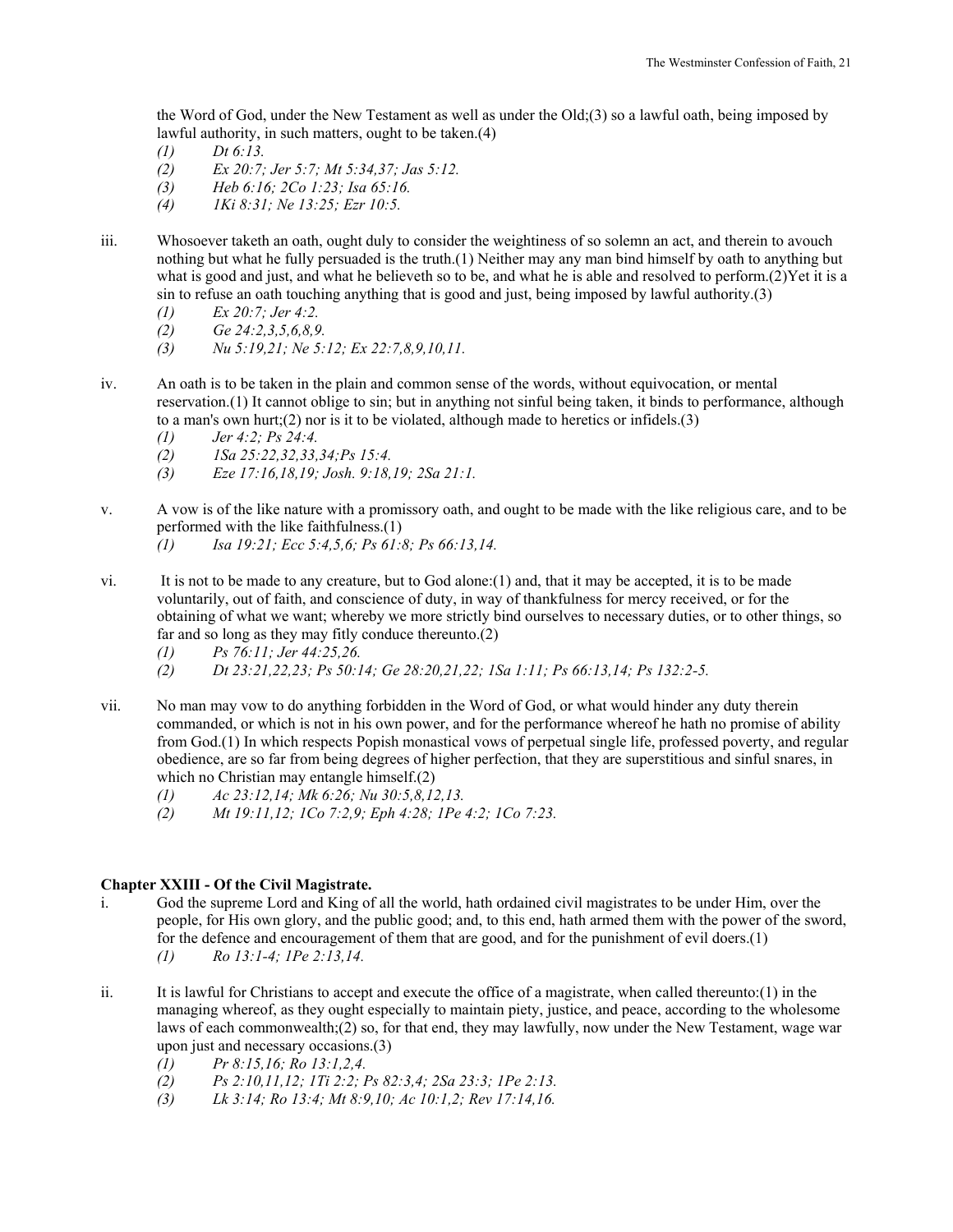the Word of God, under the New Testament as well as under the Old;(3) so a lawful oath, being imposed by lawful authority, in such matters, ought to be taken.(4)

*(1) Dt 6:13.*
*(2) Ex 20:7; Jer 5:7; Mt 5:34,37; Jas 5:12.*
*(3) Heb 6:16; 2Co 1:23; Isa 65:16.*
*(4) 1Ki 8:31; Ne 13:25; Ezr 10:5.*

iii. Whosoever taketh an oath, ought duly to consider the weightiness of so solemn an act, and therein to avouch nothing but what he fully persuaded is the truth.(1) Neither may any man bind himself by oath to anything but what is good and just, and what he believeth so to be, and what he is able and resolved to perform.(2)Yet it is a sin to refuse an oath touching anything that is good and just, being imposed by lawful authority.(3)

*(1) Ex 20:7; Jer 4:2.*
*(2) Ge 24:2,3,5,6,8,9.*
*(3) Nu 5:19,21; Ne 5:12; Ex 22:7,8,9,10,11.*

iv. An oath is to be taken in the plain and common sense of the words, without equivocation, or mental reservation.(1) It cannot oblige to sin; but in anything not sinful being taken, it binds to performance, although to a man's own hurt;(2) nor is it to be violated, although made to heretics or infidels.(3)

*(1) Jer 4:2; Ps 24:4.*
*(2) 1Sa 25:22,32,33,34;Ps 15:4.*
*(3) Eze 17:16,18,19; Josh. 9:18,19; 2Sa 21:1.*

v. A vow is of the like nature with a promissory oath, and ought to be made with the like religious care, and to be performed with the like faithfulness.(1)

*(1) Isa 19:21; Ecc 5:4,5,6; Ps 61:8; Ps 66:13,14.*

vi. It is not to be made to any creature, but to God alone:(1) and, that it may be accepted, it is to be made voluntarily, out of faith, and conscience of duty, in way of thankfulness for mercy received, or for the obtaining of what we want; whereby we more strictly bind ourselves to necessary duties, or to other things, so far and so long as they may fitly conduce thereunto.(2)

*(1) Ps 76:11; Jer 44:25,26.*
*(2) Dt 23:21,22,23; Ps 50:14; Ge 28:20,21,22; 1Sa 1:11; Ps 66:13,14; Ps 132:2-5.*

vii. No man may vow to do anything forbidden in the Word of God, or what would hinder any duty therein commanded, or which is not in his own power, and for the performance whereof he hath no promise of ability from God.(1) In which respects Popish monastical vows of perpetual single life, professed poverty, and regular obedience, are so far from being degrees of higher perfection, that they are superstitious and sinful snares, in which no Christian may entangle himself.(2)

*(1) Ac 23:12,14; Mk 6:26; Nu 30:5,8,12,13.*
*(2) Mt 19:11,12; 1Co 7:2,9; Eph 4:28; 1Pe 4:2; 1Co 7:23.*

**Chapter XXIII - Of the Civil Magistrate.**

i. God the supreme Lord and King of all the world, hath ordained civil magistrates to be under Him, over the people, for His own glory, and the public good; and, to this end, hath armed them with the power of the sword, for the defence and encouragement of them that are good, and for the punishment of evil doers.(1)

*(1) Ro 13:1-4; 1Pe 2:13,14.*

ii. It is lawful for Christians to accept and execute the office of a magistrate, when called thereunto:(1) in the managing whereof, as they ought especially to maintain piety, justice, and peace, according to the wholesome laws of each commonwealth;(2) so, for that end, they may lawfully, now under the New Testament, wage war upon just and necessary occasions.(3)

*(1) Pr 8:15,16; Ro 13:1,2,4.*
*(2) Ps 2:10,11,12; 1Ti 2:2; Ps 82:3,4; 2Sa 23:3; 1Pe 2:13.*
*(3) Lk 3:14; Ro 13:4; Mt 8:9,10; Ac 10:1,2; Rev 17:14,16.*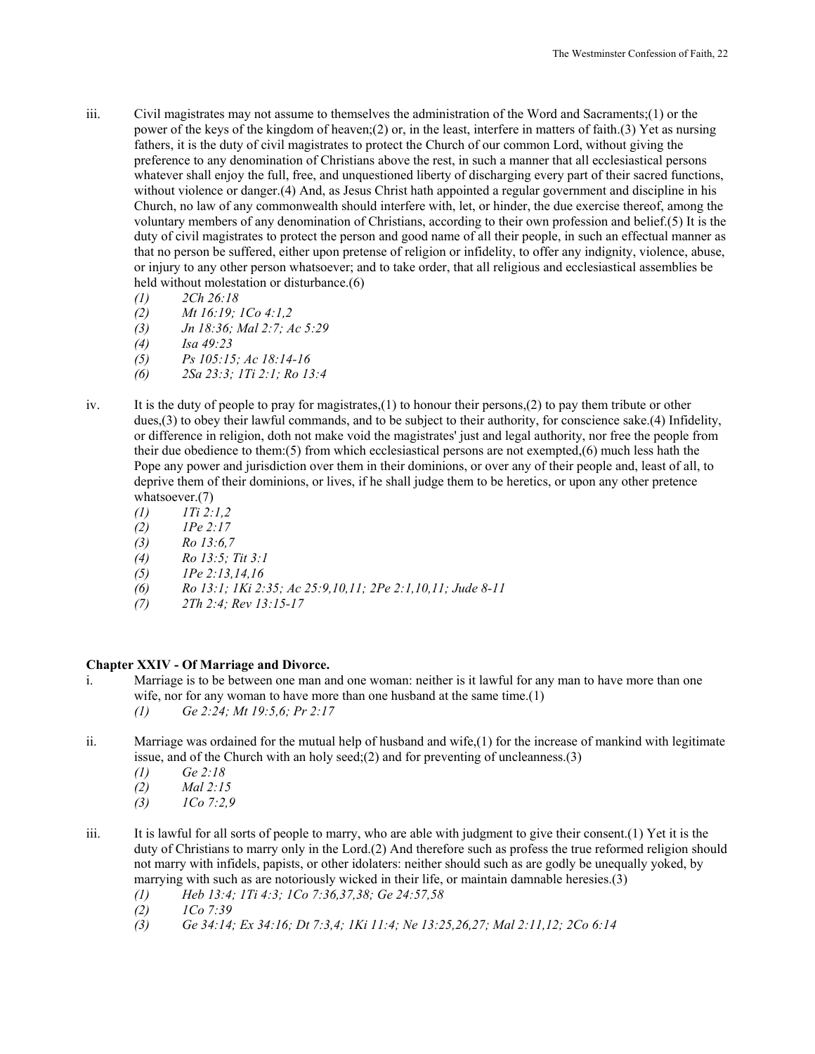iii. Civil magistrates may not assume to themselves the administration of the Word and Sacraments;(1) or the power of the keys of the kingdom of heaven;(2) or, in the least, interfere in matters of faith.(3) Yet as nursing fathers, it is the duty of civil magistrates to protect the Church of our common Lord, without giving the preference to any denomination of Christians above the rest, in such a manner that all ecclesiastical persons whatever shall enjoy the full, free, and unquestioned liberty of discharging every part of their sacred functions, without violence or danger.(4) And, as Jesus Christ hath appointed a regular government and discipline in his Church, no law of any commonwealth should interfere with, let, or hinder, the due exercise thereof, among the voluntary members of any denomination of Christians, according to their own profession and belief.(5) It is the duty of civil magistrates to protect the person and good name of all their people, in such an effectual manner as that no person be suffered, either upon pretense of religion or infidelity, to offer any indignity, violence, abuse, or injury to any other person whatsoever; and to take order, that all religious and ecclesiastical assemblies be held without molestation or disturbance.(6)

*(1) 2Ch 26:18*
*(2) Mt 16:19; 1Co 4:1,2*
*(3) Jn 18:36; Mal 2:7; Ac 5:29*
*(4) Isa 49:23*
*(5) Ps 105:15; Ac 18:14-16*
*(6) 2Sa 23:3; 1Ti 2:1; Ro 13:4*

iv. It is the duty of people to pray for magistrates,(1) to honour their persons,(2) to pay them tribute or other dues,(3) to obey their lawful commands, and to be subject to their authority, for conscience sake.(4) Infidelity, or difference in religion, doth not make void the magistrates' just and legal authority, nor free the people from their due obedience to them:(5) from which ecclesiastical persons are not exempted,(6) much less hath the Pope any power and jurisdiction over them in their dominions, or over any of their people and, least of all, to deprive them of their dominions, or lives, if he shall judge them to be heretics, or upon any other pretence whatsoever.(7)

*(1) 1Ti 2:1,2*
*(2) 1Pe 2:17*
*(3) Ro 13:6,7*
*(4) Ro 13:5; Tit 3:1*
*(5) 1Pe 2:13,14,16*
*(6) Ro 13:1; 1Ki 2:35; Ac 25:9,10,11; 2Pe 2:1,10,11; Jude 8-11*
*(7) 2Th 2:4; Rev 13:15-17*

## Chapter XXIV - Of Marriage and Divorce.

i. Marriage is to be between one man and one woman: neither is it lawful for any man to have more than one wife, nor for any woman to have more than one husband at the same time.(1)

*(1) Ge 2:24; Mt 19:5,6; Pr 2:17*

ii. Marriage was ordained for the mutual help of husband and wife,(1) for the increase of mankind with legitimate issue, and of the Church with an holy seed;(2) and for preventing of uncleanness.(3)

*(1) Ge 2:18*
*(2) Mal 2:15*
*(3) 1Co 7:2,9*

iii. It is lawful for all sorts of people to marry, who are able with judgment to give their consent.(1) Yet it is the duty of Christians to marry only in the Lord.(2) And therefore such as profess the true reformed religion should not marry with infidels, papists, or other idolaters: neither should such as are godly be unequally yoked, by marrying with such as are notoriously wicked in their life, or maintain damnable heresies.(3)

*(1) Heb 13:4; 1Ti 4:3; 1Co 7:36,37,38; Ge 24:57,58*
*(2) 1Co 7:39*
*(3) Ge 34:14; Ex 34:16; Dt 7:3,4; 1Ki 11:4; Ne 13:25,26,27; Mal 2:11,12; 2Co 6:14*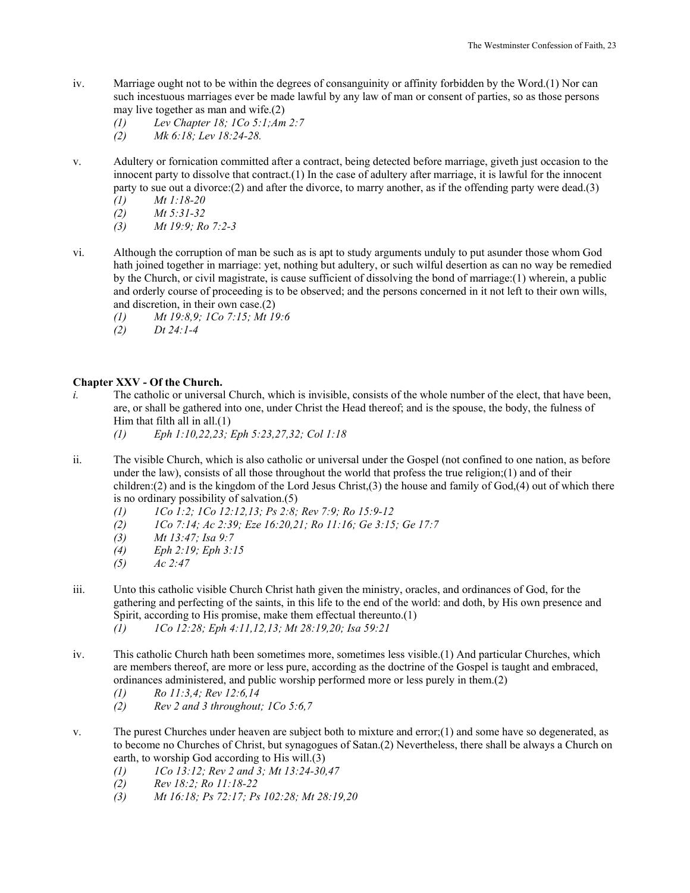iv. Marriage ought not to be within the degrees of consanguinity or affinity forbidden by the Word.(1) Nor can such incestuous marriages ever be made lawful by any law of man or consent of parties, so as those persons may live together as man and wife.(2)

   *(1) Lev Chapter 18; 1Co 5:1;Am 2:7*
   *(2) Mk 6:18; Lev 18:24-28.*

v. Adultery or fornication committed after a contract, being detected before marriage, giveth just occasion to the innocent party to dissolve that contract.(1) In the case of adultery after marriage, it is lawful for the innocent party to sue out a divorce:(2) and after the divorce, to marry another, as if the offending party were dead.(3)

   *(1) Mt 1:18-20*
   *(2) Mt 5:31-32*
   *(3) Mt 19:9; Ro 7:2-3*

vi. Although the corruption of man be such as is apt to study arguments unduly to put asunder those whom God hath joined together in marriage: yet, nothing but adultery, or such wilful desertion as can no way be remedied by the Church, or civil magistrate, is cause sufficient of dissolving the bond of marriage:(1) wherein, a public and orderly course of proceeding is to be observed; and the persons concerned in it not left to their own wills, and discretion, in their own case.(2)

   *(1) Mt 19:8,9; 1Co 7:15; Mt 19:6*
   *(2) Dt 24:1-4*

## Chapter XXV - Of the Church.

*i.* The catholic or universal Church, which is invisible, consists of the whole number of the elect, that have been, are, or shall be gathered into one, under Christ the Head thereof; and is the spouse, the body, the fulness of Him that filth all in all.(1)

   *(1) Eph 1:10,22,23; Eph 5:23,27,32; Col 1:18*

ii. The visible Church, which is also catholic or universal under the Gospel (not confined to one nation, as before under the law), consists of all those throughout the world that profess the true religion;(1) and of their children:(2) and is the kingdom of the Lord Jesus Christ,(3) the house and family of God,(4) out of which there is no ordinary possibility of salvation.(5)

   *(1) 1Co 1:2; 1Co 12:12,13; Ps 2:8; Rev 7:9; Ro 15:9-12*
   *(2) 1Co 7:14; Ac 2:39; Eze 16:20,21; Ro 11:16; Ge 3:15; Ge 17:7*
   *(3) Mt 13:47; Isa 9:7*
   *(4) Eph 2:19; Eph 3:15*
   *(5) Ac 2:47*

iii. Unto this catholic visible Church Christ hath given the ministry, oracles, and ordinances of God, for the gathering and perfecting of the saints, in this life to the end of the world: and doth, by His own presence and Spirit, according to His promise, make them effectual thereunto.(1)

   *(1) 1Co 12:28; Eph 4:11,12,13; Mt 28:19,20; Isa 59:21*

iv. This catholic Church hath been sometimes more, sometimes less visible.(1) And particular Churches, which are members thereof, are more or less pure, according as the doctrine of the Gospel is taught and embraced, ordinances administered, and public worship performed more or less purely in them.(2)

   *(1) Ro 11:3,4; Rev 12:6,14*
   *(2) Rev 2 and 3 throughout; 1Co 5:6,7*

v. The purest Churches under heaven are subject both to mixture and error;(1) and some have so degenerated, as to become no Churches of Christ, but synagogues of Satan.(2) Nevertheless, there shall be always a Church on earth, to worship God according to His will.(3)

   *(1) 1Co 13:12; Rev 2 and 3; Mt 13:24-30,47*
   *(2) Rev 18:2; Ro 11:18-22*
   *(3) Mt 16:18; Ps 72:17; Ps 102:28; Mt 28:19,20*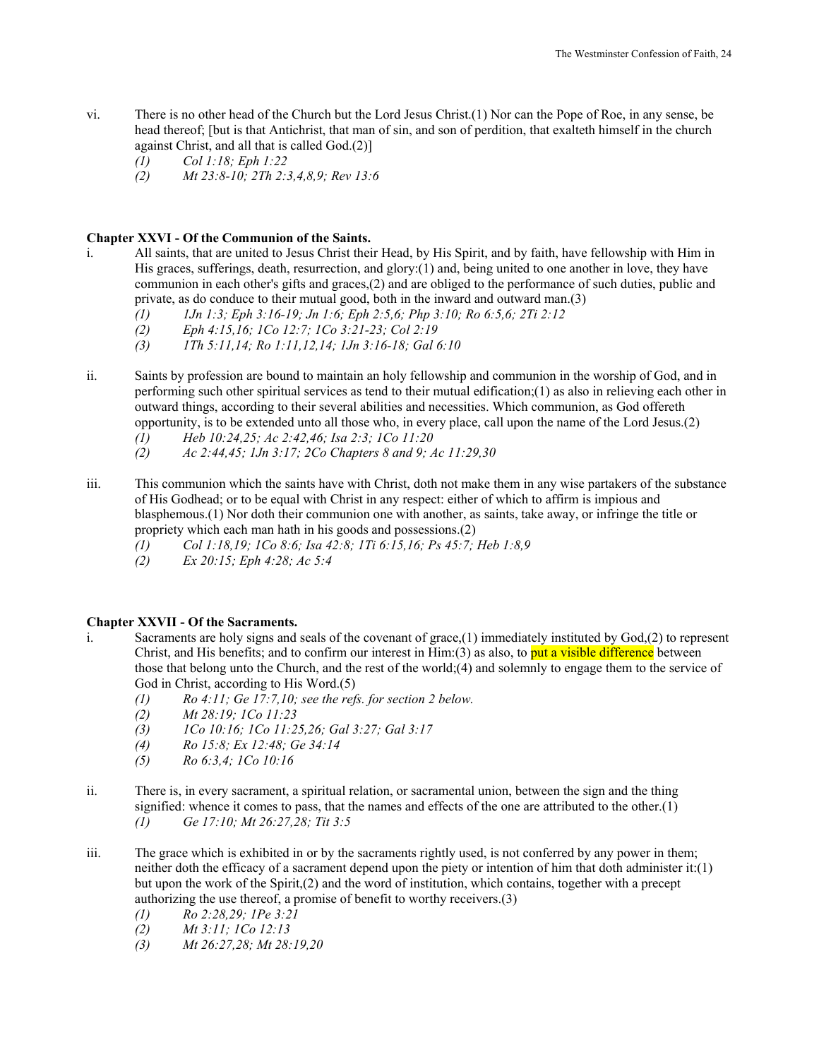vi. There is no other head of the Church but the Lord Jesus Christ.(1) Nor can the Pope of Roe, in any sense, be head thereof; [but is that Antichrist, that man of sin, and son of perdition, that exalteth himself in the church against Christ, and all that is called God.(2)]

*(1) Col 1:18; Eph 1:22*
*(2) Mt 23:8-10; 2Th 2:3,4,8,9; Rev 13:6*

**Chapter XXVI - Of the Communion of the Saints.**

i. All saints, that are united to Jesus Christ their Head, by His Spirit, and by faith, have fellowship with Him in His graces, sufferings, death, resurrection, and glory:(1) and, being united to one another in love, they have communion in each other's gifts and graces,(2) and are obliged to the performance of such duties, public and private, as do conduce to their mutual good, both in the inward and outward man.(3)

*(1) 1Jn 1:3; Eph 3:16-19; Jn 1:6; Eph 2:5,6; Php 3:10; Ro 6:5,6; 2Ti 2:12*
*(2) Eph 4:15,16; 1Co 12:7; 1Co 3:21-23; Col 2:19*
*(3) 1Th 5:11,14; Ro 1:11,12,14; 1Jn 3:16-18; Gal 6:10*

ii. Saints by profession are bound to maintain an holy fellowship and communion in the worship of God, and in performing such other spiritual services as tend to their mutual edification;(1) as also in relieving each other in outward things, according to their several abilities and necessities. Which communion, as God offereth opportunity, is to be extended unto all those who, in every place, call upon the name of the Lord Jesus.(2)

*(1) Heb 10:24,25; Ac 2:42,46; Isa 2:3; 1Co 11:20*
*(2) Ac 2:44,45; 1Jn 3:17; 2Co Chapters 8 and 9; Ac 11:29,30*

iii. This communion which the saints have with Christ, doth not make them in any wise partakers of the substance of His Godhead; or to be equal with Christ in any respect: either of which to affirm is impious and blasphemous.(1) Nor doth their communion one with another, as saints, take away, or infringe the title or propriety which each man hath in his goods and possessions.(2)

*(1) Col 1:18,19; 1Co 8:6; Isa 42:8; 1Ti 6:15,16; Ps 45:7; Heb 1:8,9*
*(2) Ex 20:15; Eph 4:28; Ac 5:4*

**Chapter XXVII - Of the Sacraments.**

i. Sacraments are holy signs and seals of the covenant of grace,(1) immediately instituted by God,(2) to represent Christ, and His benefits; and to confirm our interest in Him:(3) as also, to put a visible difference between those that belong unto the Church, and the rest of the world;(4) and solemnly to engage them to the service of God in Christ, according to His Word.(5)

*(1) Ro 4:11; Ge 17:7,10; see the refs. for section 2 below.*
*(2) Mt 28:19; 1Co 11:23*
*(3) 1Co 10:16; 1Co 11:25,26; Gal 3:27; Gal 3:17*
*(4) Ro 15:8; Ex 12:48; Ge 34:14*
*(5) Ro 6:3,4; 1Co 10:16*

ii. There is, in every sacrament, a spiritual relation, or sacramental union, between the sign and the thing signified: whence it comes to pass, that the names and effects of the one are attributed to the other.(1)

*(1) Ge 17:10; Mt 26:27,28; Tit 3:5*

iii. The grace which is exhibited in or by the sacraments rightly used, is not conferred by any power in them; neither doth the efficacy of a sacrament depend upon the piety or intention of him that doth administer it:(1) but upon the work of the Spirit,(2) and the word of institution, which contains, together with a precept authorizing the use thereof, a promise of benefit to worthy receivers.(3)

*(1) Ro 2:28,29; 1Pe 3:21*
*(2) Mt 3:11; 1Co 12:13*
*(3) Mt 26:27,28; Mt 28:19,20*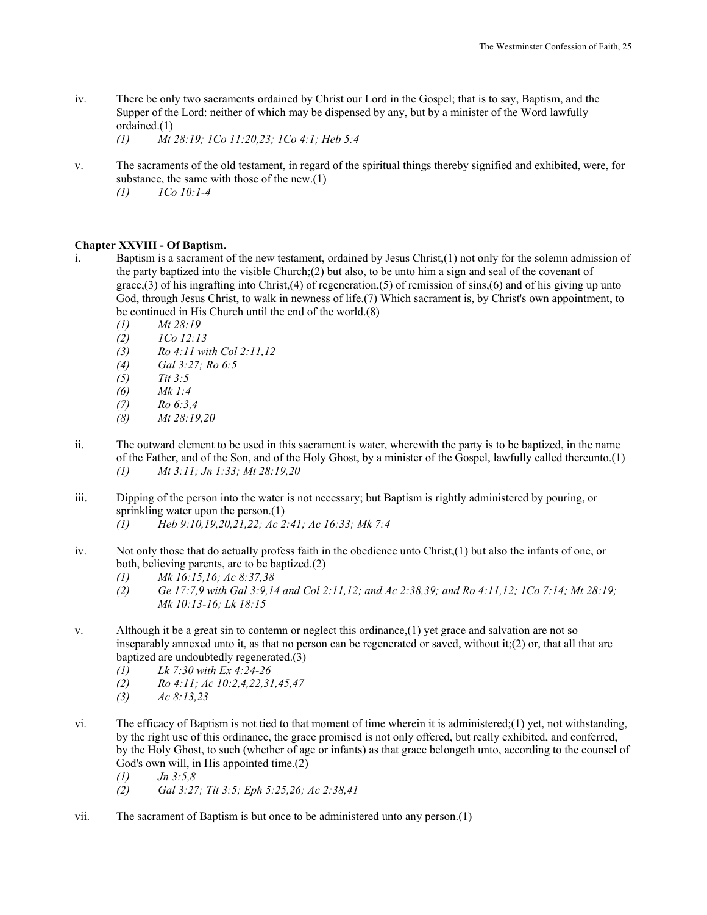iv. There be only two sacraments ordained by Christ our Lord in the Gospel; that is to say, Baptism, and the Supper of the Lord: neither of which may be dispensed by any, but by a minister of the Word lawfully ordained.(1)

*(1) Mt 28:19; 1Co 11:20,23; 1Co 4:1; Heb 5:4*

v. The sacraments of the old testament, in regard of the spiritual things thereby signified and exhibited, were, for substance, the same with those of the new.(1)

*(1) 1Co 10:1-4*

**Chapter XXVIII - Of Baptism.**

i. Baptism is a sacrament of the new testament, ordained by Jesus Christ,(1) not only for the solemn admission of the party baptized into the visible Church;(2) but also, to be unto him a sign and seal of the covenant of grace,(3) of his ingrafting into Christ,(4) of regeneration,(5) of remission of sins,(6) and of his giving up unto God, through Jesus Christ, to walk in newness of life.(7) Which sacrament is, by Christ's own appointment, to be continued in His Church until the end of the world.(8)

*(1) Mt 28:19*
*(2) 1Co 12:13*
*(3) Ro 4:11 with Col 2:11,12*
*(4) Gal 3:27; Ro 6:5*
*(5) Tit 3:5*
*(6) Mk 1:4*
*(7) Ro 6:3,4*
*(8) Mt 28:19,20*

ii. The outward element to be used in this sacrament is water, wherewith the party is to be baptized, in the name of the Father, and of the Son, and of the Holy Ghost, by a minister of the Gospel, lawfully called thereunto.(1)

*(1) Mt 3:11; Jn 1:33; Mt 28:19,20*

iii. Dipping of the person into the water is not necessary; but Baptism is rightly administered by pouring, or sprinkling water upon the person.(1)

*(1) Heb 9:10,19,20,21,22; Ac 2:41; Ac 16:33; Mk 7:4*

iv. Not only those that do actually profess faith in the obedience unto Christ,(1) but also the infants of one, or both, believing parents, are to be baptized.(2)

*(1) Mk 16:15,16; Ac 8:37,38*
*(2) Ge 17:7,9 with Gal 3:9,14 and Col 2:11,12; and Ac 2:38,39; and Ro 4:11,12; 1Co 7:14; Mt 28:19; Mk 10:13-16; Lk 18:15*

v. Although it be a great sin to contemn or neglect this ordinance,(1) yet grace and salvation are not so inseparably annexed unto it, as that no person can be regenerated or saved, without it;(2) or, that all that are baptized are undoubtedly regenerated.(3)

*(1) Lk 7:30 with Ex 4:24-26*
*(2) Ro 4:11; Ac 10:2,4,22,31,45,47*
*(3) Ac 8:13,23*

vi. The efficacy of Baptism is not tied to that moment of time wherein it is administered;(1) yet, not withstanding, by the right use of this ordinance, the grace promised is not only offered, but really exhibited, and conferred, by the Holy Ghost, to such (whether of age or infants) as that grace belongeth unto, according to the counsel of God's own will, in His appointed time.(2)

*(1) Jn 3:5,8*
*(2) Gal 3:27; Tit 3:5; Eph 5:25,26; Ac 2:38,41*

vii. The sacrament of Baptism is but once to be administered unto any person.(1)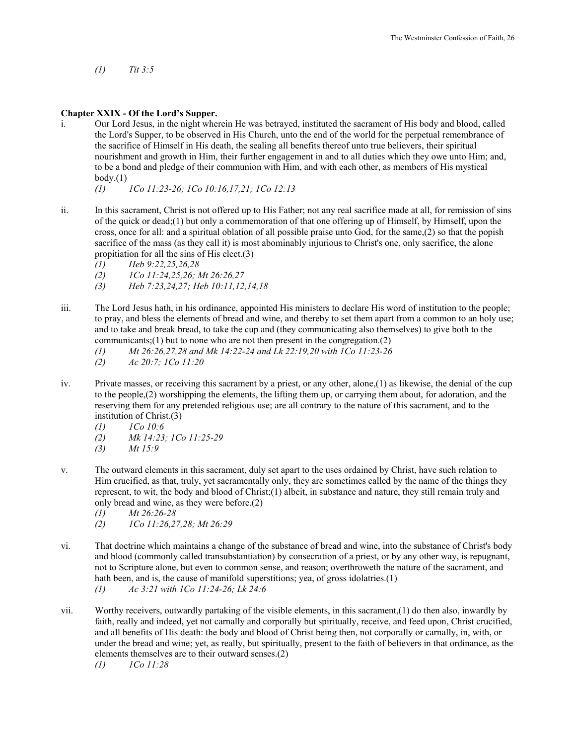*(1)  Tit 3:5*

**Chapter XXIX - Of the Lord's Supper.**

i. Our Lord Jesus, in the night wherein He was betrayed, instituted the sacrament of His body and blood, called the Lord's Supper, to be observed in His Church, unto the end of the world for the perpetual remembrance of the sacrifice of Himself in His death, the sealing all benefits thereof unto true believers, their spiritual nourishment and growth in Him, their further engagement in and to all duties which they owe unto Him; and, to be a bond and pledge of their communion with Him, and with each other, as members of His mystical body.(1)

*(1)  1Co 11:23-26; 1Co 10:16,17,21; 1Co 12:13*

ii. In this sacrament, Christ is not offered up to His Father; not any real sacrifice made at all, for remission of sins of the quick or dead;(1) but only a commemoration of that one offering up of Himself, by Himself, upon the cross, once for all: and a spiritual oblation of all possible praise unto God, for the same,(2) so that the popish sacrifice of the mass (as they call it) is most abominably injurious to Christ's one, only sacrifice, the alone propitiation for all the sins of His elect.(3)

*(1)  Heb 9:22,25,26,28*
*(2)  1Co 11:24,25,26; Mt 26:26,27*
*(3)  Heb 7:23,24,27; Heb 10:11,12,14,18*

iii. The Lord Jesus hath, in his ordinance, appointed His ministers to declare His word of institution to the people; to pray, and bless the elements of bread and wine, and thereby to set them apart from a common to an holy use; and to take and break bread, to take the cup and (they communicating also themselves) to give both to the communicants;(1) but to none who are not then present in the congregation.(2)

*(1)  Mt 26:26,27,28 and Mk 14:22-24 and Lk 22:19,20 with 1Co 11:23-26*
*(2)  Ac 20:7; 1Co 11:20*

iv. Private masses, or receiving this sacrament by a priest, or any other, alone,(1) as likewise, the denial of the cup to the people,(2) worshipping the elements, the lifting them up, or carrying them about, for adoration, and the reserving them for any pretended religious use; are all contrary to the nature of this sacrament, and to the institution of Christ.(3)

*(1)  1Co 10:6*
*(2)  Mk 14:23; 1Co 11:25-29*
*(3)  Mt 15:9*

v. The outward elements in this sacrament, duly set apart to the uses ordained by Christ, have such relation to Him crucified, as that, truly, yet sacramentally only, they are sometimes called by the name of the things they represent, to wit, the body and blood of Christ;(1) albeit, in substance and nature, they still remain truly and only bread and wine, as they were before.(2)

*(1)  Mt 26:26-28*
*(2)  1Co 11:26,27,28; Mt 26:29*

vi. That doctrine which maintains a change of the substance of bread and wine, into the substance of Christ's body and blood (commonly called transubstantiation) by consecration of a priest, or by any other way, is repugnant, not to Scripture alone, but even to common sense, and reason; overthroweth the nature of the sacrament, and hath been, and is, the cause of manifold superstitions; yea, of gross idolatries.(1)

*(1)  Ac 3:21 with 1Co 11:24-26; Lk 24:6*

vii. Worthy receivers, outwardly partaking of the visible elements, in this sacrament,(1) do then also, inwardly by faith, really and indeed, yet not carnally and corporally but spiritually, receive, and feed upon, Christ crucified, and all benefits of His death: the body and blood of Christ being then, not corporally or carnally, in, with, or under the bread and wine; yet, as really, but spiritually, present to the faith of believers in that ordinance, as the elements themselves are to their outward senses.(2)

*(1)  1Co 11:28*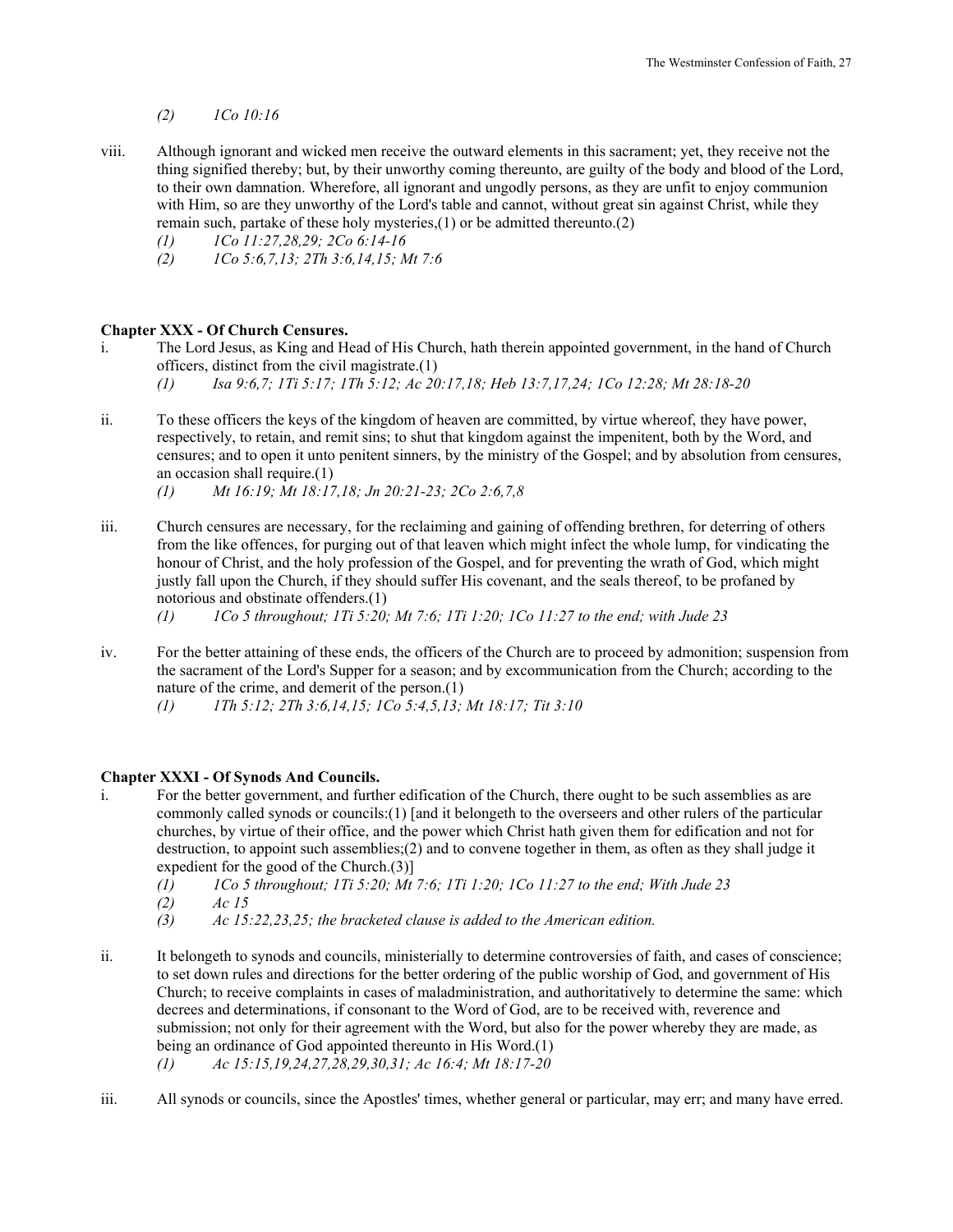*(2) 1Co 10:16*

viii. Although ignorant and wicked men receive the outward elements in this sacrament; yet, they receive not the thing signified thereby; but, by their unworthy coming thereunto, are guilty of the body and blood of the Lord, to their own damnation. Wherefore, all ignorant and ungodly persons, as they are unfit to enjoy communion with Him, so are they unworthy of the Lord's table and cannot, without great sin against Christ, while they remain such, partake of these holy mysteries,(1) or be admitted thereunto.(2)

*(1) 1Co 11:27,28,29; 2Co 6:14-16*
*(2) 1Co 5:6,7,13; 2Th 3:6,14,15; Mt 7:6*

**Chapter XXX - Of Church Censures.**

i. The Lord Jesus, as King and Head of His Church, hath therein appointed government, in the hand of Church officers, distinct from the civil magistrate.(1)

*(1) Isa 9:6,7; 1Ti 5:17; 1Th 5:12; Ac 20:17,18; Heb 13:7,17,24; 1Co 12:28; Mt 28:18-20*

ii. To these officers the keys of the kingdom of heaven are committed, by virtue whereof, they have power, respectively, to retain, and remit sins; to shut that kingdom against the impenitent, both by the Word, and censures; and to open it unto penitent sinners, by the ministry of the Gospel; and by absolution from censures, an occasion shall require.(1)

*(1) Mt 16:19; Mt 18:17,18; Jn 20:21-23; 2Co 2:6,7,8*

iii. Church censures are necessary, for the reclaiming and gaining of offending brethren, for deterring of others from the like offences, for purging out of that leaven which might infect the whole lump, for vindicating the honour of Christ, and the holy profession of the Gospel, and for preventing the wrath of God, which might justly fall upon the Church, if they should suffer His covenant, and the seals thereof, to be profaned by notorious and obstinate offenders.(1)

*(1) 1Co 5 throughout; 1Ti 5:20; Mt 7:6; 1Ti 1:20; 1Co 11:27 to the end; with Jude 23*

iv. For the better attaining of these ends, the officers of the Church are to proceed by admonition; suspension from the sacrament of the Lord's Supper for a season; and by excommunication from the Church; according to the nature of the crime, and demerit of the person.(1)

*(1) 1Th 5:12; 2Th 3:6,14,15; 1Co 5:4,5,13; Mt 18:17; Tit 3:10*

**Chapter XXXI - Of Synods And Councils.**

i. For the better government, and further edification of the Church, there ought to be such assemblies as are commonly called synods or councils:(1) [and it belongeth to the overseers and other rulers of the particular churches, by virtue of their office, and the power which Christ hath given them for edification and not for destruction, to appoint such assemblies;(2) and to convene together in them, as often as they shall judge it expedient for the good of the Church.(3)]

*(1) 1Co 5 throughout; 1Ti 5:20; Mt 7:6; 1Ti 1:20; 1Co 11:27 to the end; With Jude 23*
*(2) Ac 15*
*(3) Ac 15:22,23,25; the bracketed clause is added to the American edition.*

ii. It belongeth to synods and councils, ministerially to determine controversies of faith, and cases of conscience; to set down rules and directions for the better ordering of the public worship of God, and government of His Church; to receive complaints in cases of maladministration, and authoritatively to determine the same: which decrees and determinations, if consonant to the Word of God, are to be received with, reverence and submission; not only for their agreement with the Word, but also for the power whereby they are made, as being an ordinance of God appointed thereunto in His Word.(1)

*(1) Ac 15:15,19,24,27,28,29,30,31; Ac 16:4; Mt 18:17-20*

iii. All synods or councils, since the Apostles' times, whether general or particular, may err; and many have erred.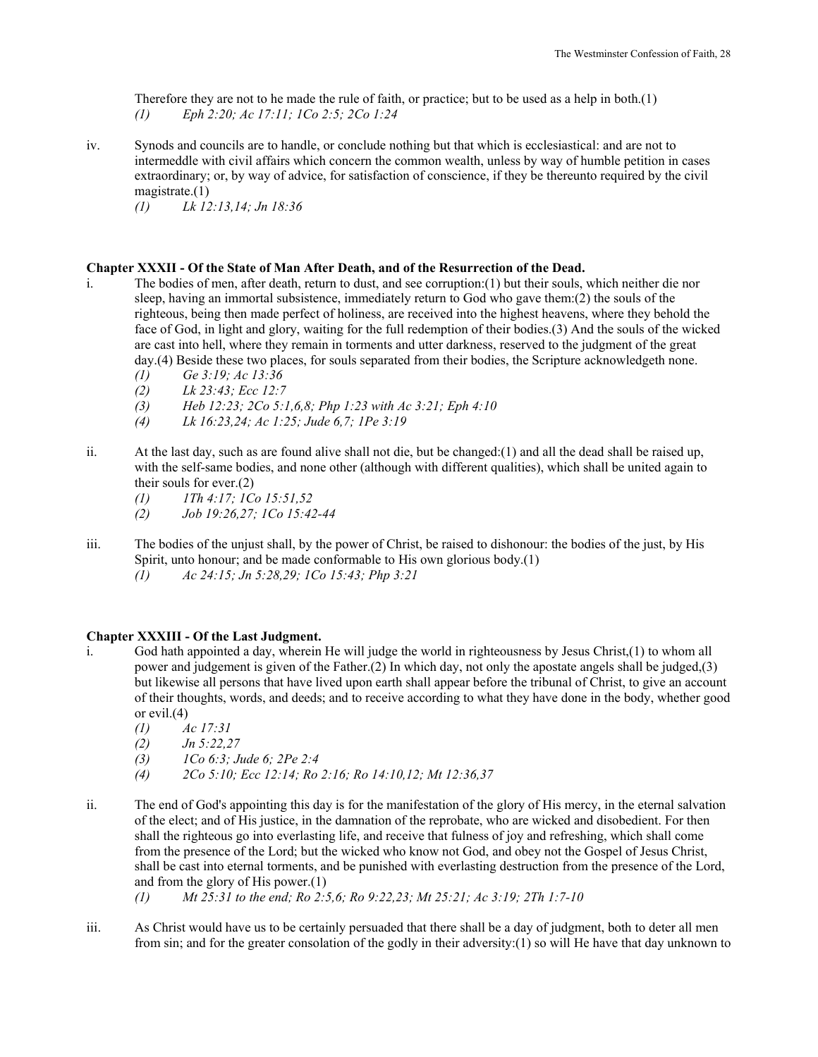Therefore they are not to he made the rule of faith, or practice; but to be used as a help in both.(1)
*(1) Eph 2:20; Ac 17:11; 1Co 2:5; 2Co 1:24*

iv. Synods and councils are to handle, or conclude nothing but that which is ecclesiastical: and are not to intermeddle with civil affairs which concern the common wealth, unless by way of humble petition in cases extraordinary; or, by way of advice, for satisfaction of conscience, if they be thereunto required by the civil magistrate.(1)
*(1) Lk 12:13,14; Jn 18:36*

### Chapter XXXII - Of the State of Man After Death, and of the Resurrection of the Dead.

i. The bodies of men, after death, return to dust, and see corruption:(1) but their souls, which neither die nor sleep, having an immortal subsistence, immediately return to God who gave them:(2) the souls of the righteous, being then made perfect of holiness, are received into the highest heavens, where they behold the face of God, in light and glory, waiting for the full redemption of their bodies.(3) And the souls of the wicked are cast into hell, where they remain in torments and utter darkness, reserved to the judgment of the great day.(4) Beside these two places, for souls separated from their bodies, the Scripture acknowledgeth none.
*(1) Ge 3:19; Ac 13:36*
*(2) Lk 23:43; Ecc 12:7*
*(3) Heb 12:23; 2Co 5:1,6,8; Php 1:23 with Ac 3:21; Eph 4:10*
*(4) Lk 16:23,24; Ac 1:25; Jude 6,7; 1Pe 3:19*

ii. At the last day, such as are found alive shall not die, but be changed:(1) and all the dead shall be raised up, with the self-same bodies, and none other (although with different qualities), which shall be united again to their souls for ever.(2)
*(1) 1Th 4:17; 1Co 15:51,52*
*(2) Job 19:26,27; 1Co 15:42-44*

iii. The bodies of the unjust shall, by the power of Christ, be raised to dishonour: the bodies of the just, by His Spirit, unto honour; and be made conformable to His own glorious body.(1)
*(1) Ac 24:15; Jn 5:28,29; 1Co 15:43; Php 3:21*

### Chapter XXXIII - Of the Last Judgment.

i. God hath appointed a day, wherein He will judge the world in righteousness by Jesus Christ,(1) to whom all power and judgement is given of the Father.(2) In which day, not only the apostate angels shall be judged,(3) but likewise all persons that have lived upon earth shall appear before the tribunal of Christ, to give an account of their thoughts, words, and deeds; and to receive according to what they have done in the body, whether good or evil.(4)
*(1) Ac 17:31*
*(2) Jn 5:22,27*
*(3) 1Co 6:3; Jude 6; 2Pe 2:4*
*(4) 2Co 5:10; Ecc 12:14; Ro 2:16; Ro 14:10,12; Mt 12:36,37*

ii. The end of God's appointing this day is for the manifestation of the glory of His mercy, in the eternal salvation of the elect; and of His justice, in the damnation of the reprobate, who are wicked and disobedient. For then shall the righteous go into everlasting life, and receive that fulness of joy and refreshing, which shall come from the presence of the Lord; but the wicked who know not God, and obey not the Gospel of Jesus Christ, shall be cast into eternal torments, and be punished with everlasting destruction from the presence of the Lord, and from the glory of His power.(1)
*(1) Mt 25:31 to the end; Ro 2:5,6; Ro 9:22,23; Mt 25:21; Ac 3:19; 2Th 1:7-10*

iii. As Christ would have us to be certainly persuaded that there shall be a day of judgment, both to deter all men from sin; and for the greater consolation of the godly in their adversity:(1) so will He have that day unknown to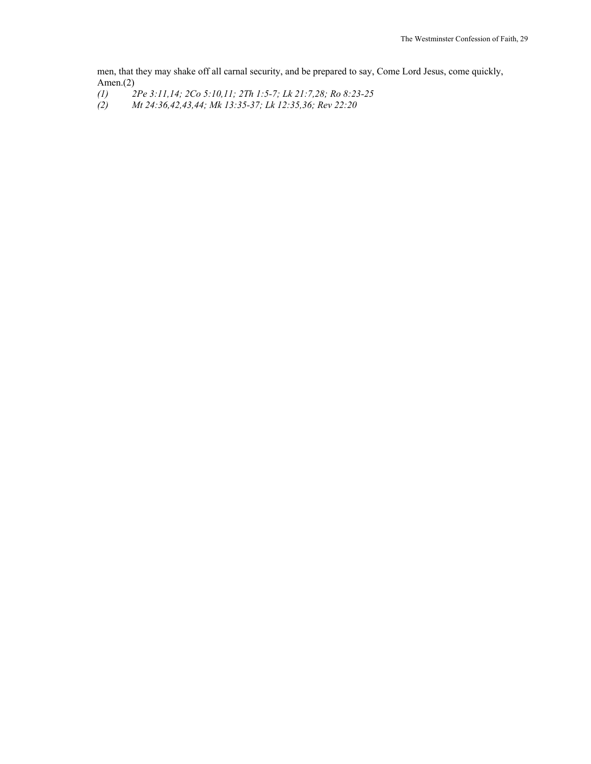men, that they may shake off all carnal security, and be prepared to say, Come Lord Jesus, come quickly, Amen.(2)

*(1) 2Pe 3:11,14; 2Co 5:10,11; 2Th 1:5-7; Lk 21:7,28; Ro 8:23-25*
*(2) Mt 24:36,42,43,44; Mk 13:35-37; Lk 12:35,36; Rev 22:20*